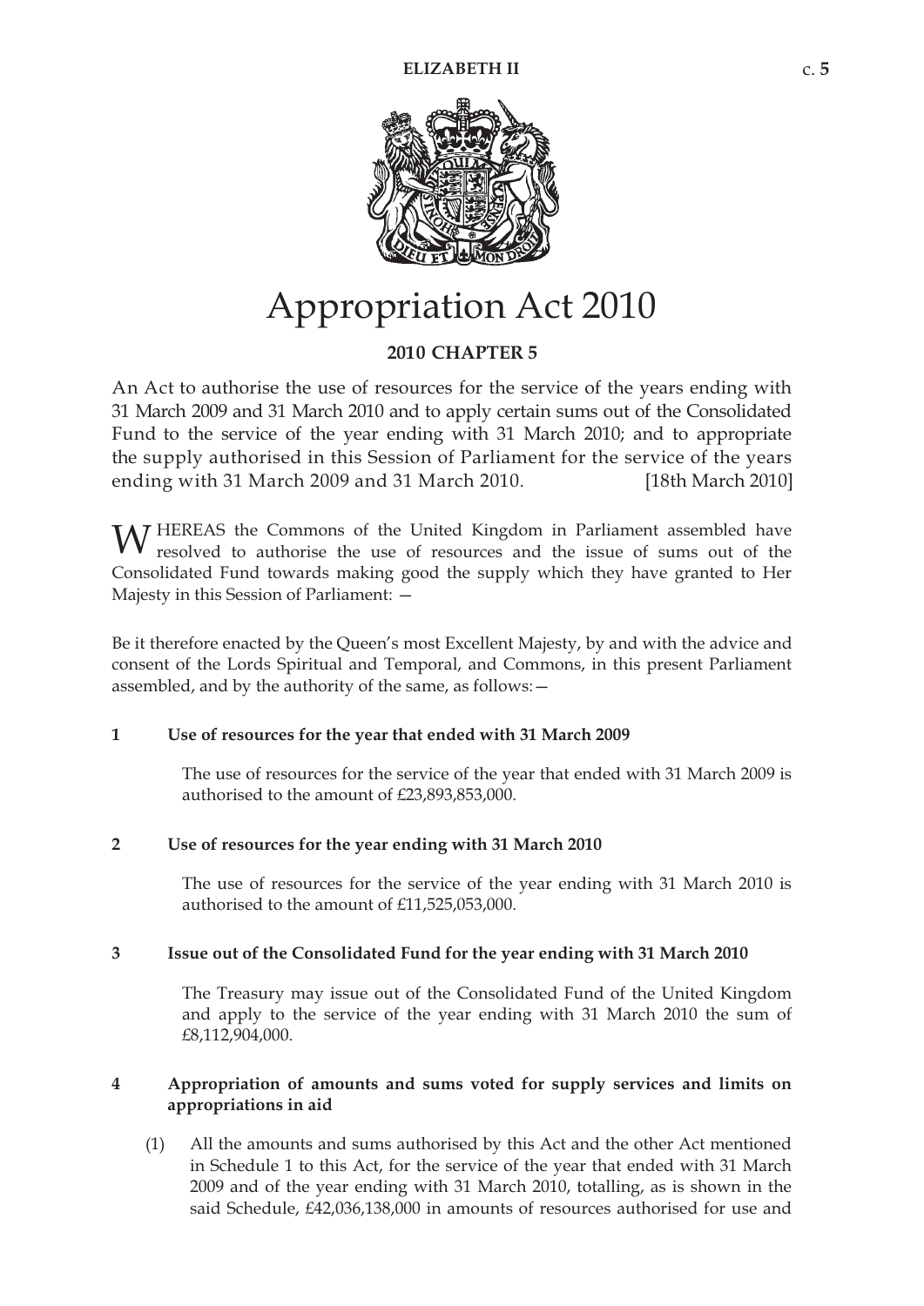# Appropriation Act 2010

**2010 CHAPTER 5**

An Act to authorise the use of resources for the service of the years ending with 31 March 2009 and 31 March 2010 and to apply certain sums out of the Consolidated Fund to the service of the year ending with 31 March 2010; and to appropriate the supply authorised in this Session of Parliament for the service of the years ending with 31 March 2009 and 31 March 2010. [18th March 2010]

WHEREAS the Commons of the United Kingdom in Parliament assembled have resolved to authorise the use of resources and the issue of sums out of the Consolidated Fund towards making good the supply which they have granted to Her Majesty in this Session of Parliament: —

Be it therefore enacted by the Queen's most Excellent Majesty, by and with the advice and consent of the Lords Spiritual and Temporal, and Commons, in this present Parliament assembled, and by the authority of the same, as follows: —

**1 Use of resources for the year that ended with 31 March 2009**

The use of resources for the service of the year that ended with 31 March 2009 is authorised to the amount of £23,893,853,000.

**2 Use of resources for the year ending with 31 March 2010**

The use of resources for the service of the year ending with 31 March 2010 is authorised to the amount of £11,525,053,000.

**3 Issue out of the Consolidated Fund for the year ending with 31 March 2010**

The Treasury may issue out of the Consolidated Fund of the United Kingdom and apply to the service of the year ending with 31 March 2010 the sum of £8,112,904,000.

**4 Appropriation of amounts and sums voted for supply services and limits on appropriations in aid**

(1) All the amounts and sums authorised by this Act and the other Act mentioned in Schedule 1 to this Act, for the service of the year that ended with 31 March 2009 and of the year ending with 31 March 2010, totalling, as is shown in the said Schedule, £42,036,138,000 in amounts of resources authorised for use and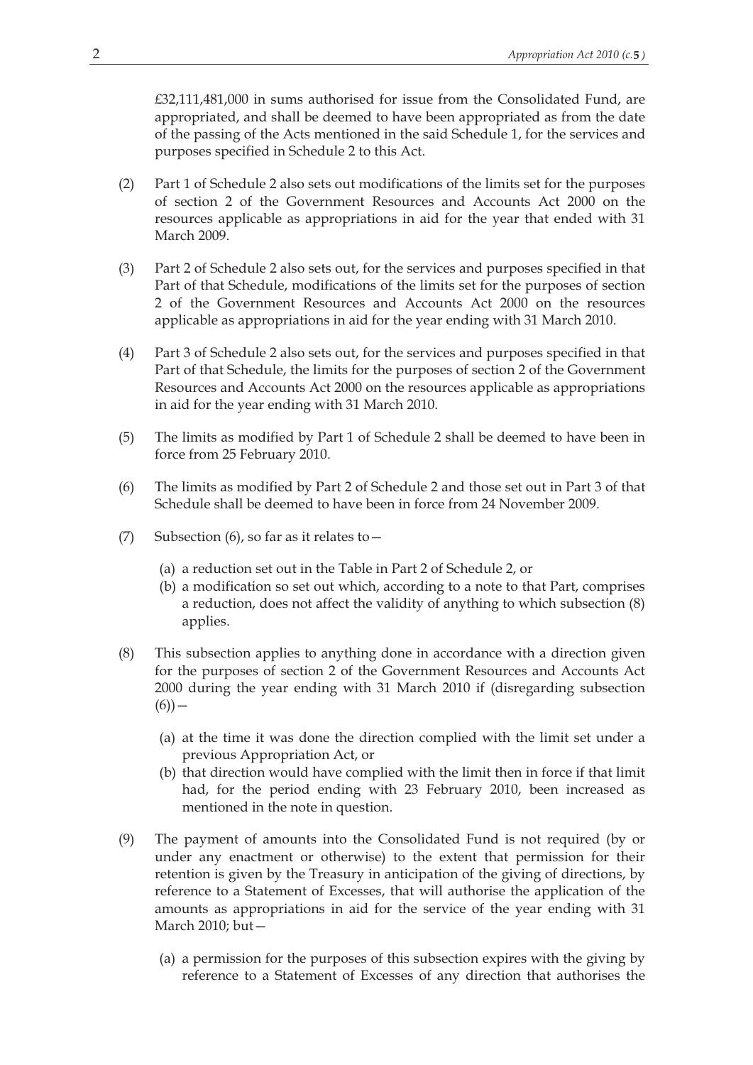£32,111,481,000 in sums authorised for issue from the Consolidated Fund, are appropriated, and shall be deemed to have been appropriated as from the date of the passing of the Acts mentioned in the said Schedule 1, for the services and purposes specified in Schedule 2 to this Act.

(2) Part 1 of Schedule 2 also sets out modifications of the limits set for the purposes of section 2 of the Government Resources and Accounts Act 2000 on the resources applicable as appropriations in aid for the year that ended with 31 March 2009.

(3) Part 2 of Schedule 2 also sets out, for the services and purposes specified in that Part of that Schedule, modifications of the limits set for the purposes of section 2 of the Government Resources and Accounts Act 2000 on the resources applicable as appropriations in aid for the year ending with 31 March 2010.

(4) Part 3 of Schedule 2 also sets out, for the services and purposes specified in that Part of that Schedule, the limits for the purposes of section 2 of the Government Resources and Accounts Act 2000 on the resources applicable as appropriations in aid for the year ending with 31 March 2010.

(5) The limits as modified by Part 1 of Schedule 2 shall be deemed to have been in force from 25 February 2010.

(6) The limits as modified by Part 2 of Schedule 2 and those set out in Part 3 of that Schedule shall be deemed to have been in force from 24 November 2009.

(7) Subsection (6), so far as it relates to—

(a) a reduction set out in the Table in Part 2 of Schedule 2, or
(b) a modification so set out which, according to a note to that Part, comprises a reduction, does not affect the validity of anything to which subsection (8) applies.

(8) This subsection applies to anything done in accordance with a direction given for the purposes of section 2 of the Government Resources and Accounts Act 2000 during the year ending with 31 March 2010 if (disregarding subsection (6))—

(a) at the time it was done the direction complied with the limit set under a previous Appropriation Act, or
(b) that direction would have complied with the limit then in force if that limit had, for the period ending with 23 February 2010, been increased as mentioned in the note in question.

(9) The payment of amounts into the Consolidated Fund is not required (by or under any enactment or otherwise) to the extent that permission for their retention is given by the Treasury in anticipation of the giving of directions, by reference to a Statement of Excesses, that will authorise the application of the amounts as appropriations in aid for the service of the year ending with 31 March 2010; but—

(a) a permission for the purposes of this subsection expires with the giving by reference to a Statement of Excesses of any direction that authorises the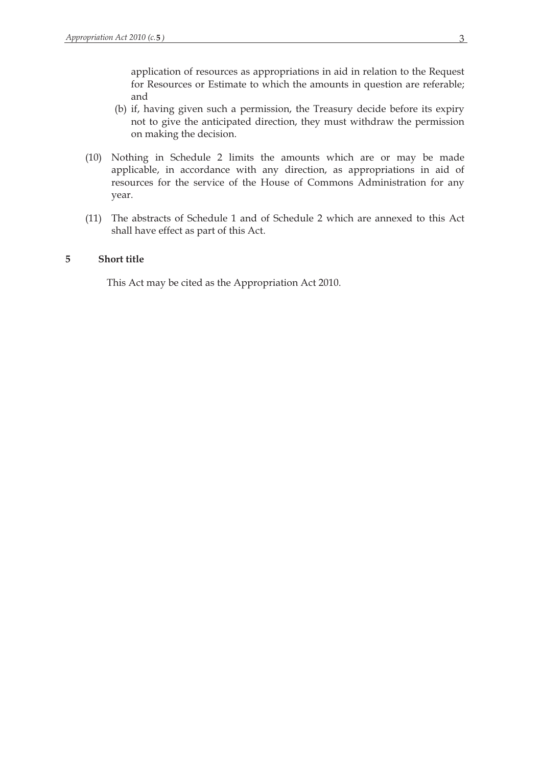application of resources as appropriations in aid in relation to the Request for Resources or Estimate to which the amounts in question are referable; and

(b) if, having given such a permission, the Treasury decide before its expiry not to give the anticipated direction, they must withdraw the permission on making the decision.

(10) Nothing in Schedule 2 limits the amounts which are or may be made applicable, in accordance with any direction, as appropriations in aid of resources for the service of the House of Commons Administration for any year.

(11) The abstracts of Schedule 1 and of Schedule 2 which are annexed to this Act shall have effect as part of this Act.

**5 Short title**

This Act may be cited as the Appropriation Act 2010.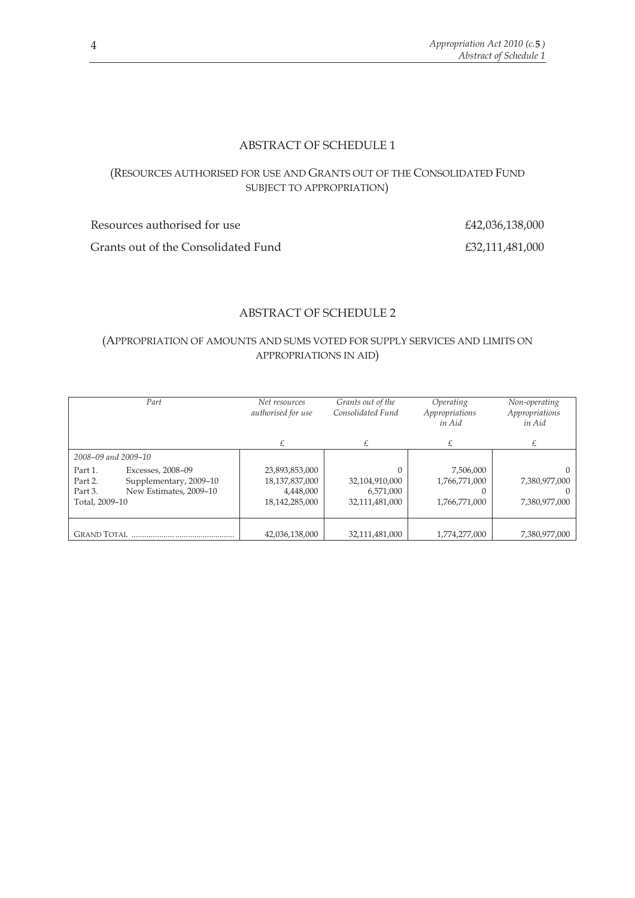## ABSTRACT OF SCHEDULE 1

(RESOURCES AUTHORISED FOR USE AND GRANTS OUT OF THE CONSOLIDATED FUND SUBJECT TO APPROPRIATION)

| | |
|---|---|
| Resources authorised for use | £42,036,138,000 |
| Grants out of the Consolidated Fund | £32,111,481,000 |

## ABSTRACT OF SCHEDULE 2

(APPROPRIATION OF AMOUNTS AND SUMS VOTED FOR SUPPLY SERVICES AND LIMITS ON APPROPRIATIONS IN AID)

| *Part* | | *Net resources authorised for use* | *Grants out of the Consolidated Fund* | *Operating Appropriations in Aid* | *Non-operating Appropriations in Aid* |
|---|---|---|---|---|---|
| | | £ | £ | £ | £ |
| *2008–09 and 2009–10* | | | | | |
| Part 1. | Excesses, 2008–09 | 23,893,853,000 | 0 | 7,506,000 | 0 |
| Part 2. | Supplementary, 2009–10 | 18,137,837,000 | 32,104,910,000 | 1,766,771,000 | 7,380,977,000 |
| Part 3. | New Estimates, 2009–10 | 4,448,000 | 6,571,000 | 0 | 0 |
| Total, 2009–10 | | 18,142,285,000 | 32,111,481,000 | 1,766,771,000 | 7,380,977,000 |
| GRAND TOTAL | | 42,036,138,000 | 32,111,481,000 | 1,774,277,000 | 7,380,977,000 |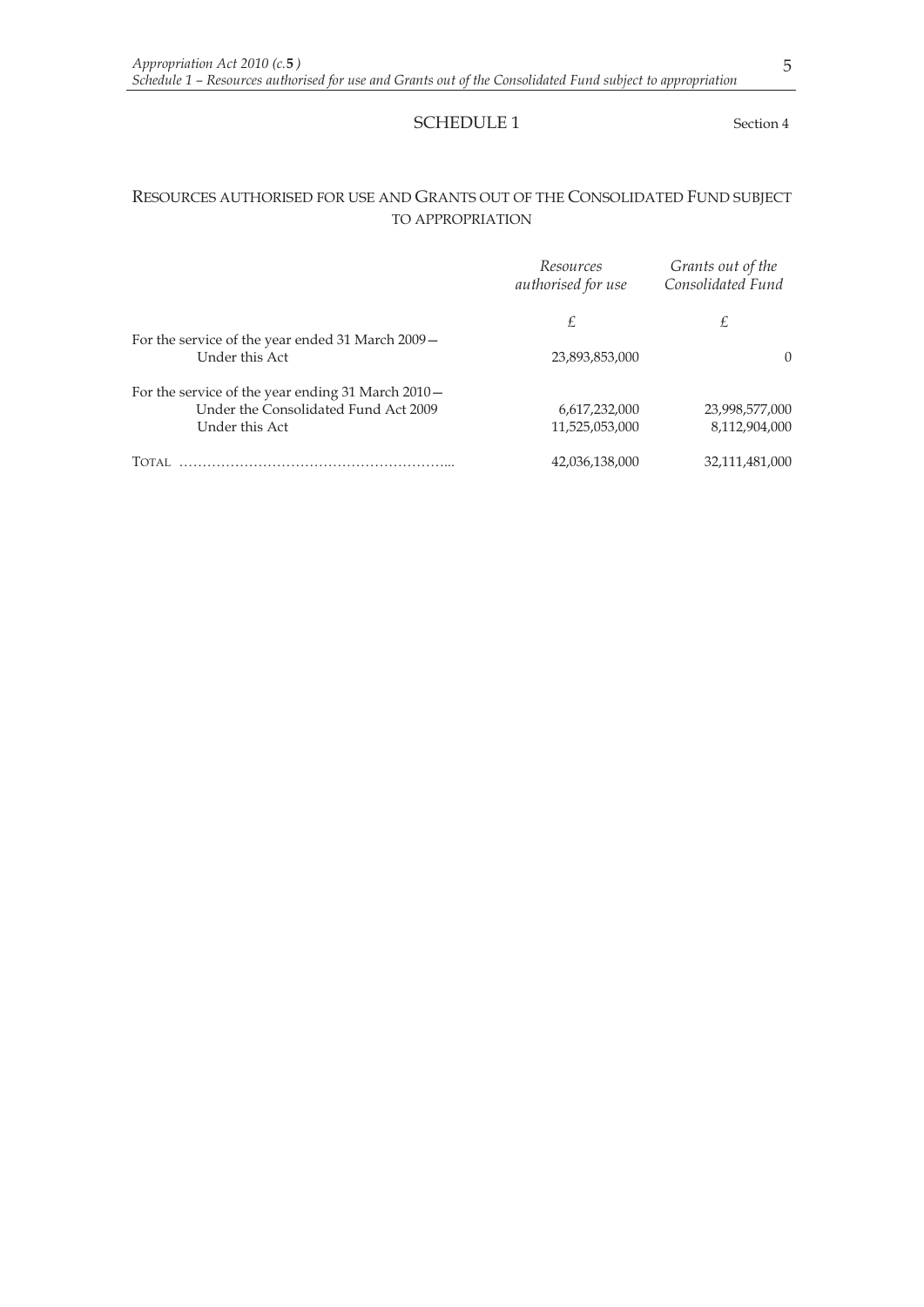# SCHEDULE 1

Section 4

## RESOURCES AUTHORISED FOR USE AND GRANTS OUT OF THE CONSOLIDATED FUND SUBJECT TO APPROPRIATION

| | *Resources authorised for use* | *Grants out of the Consolidated Fund* |
|---|---|---|
| | £ | £ |
| For the service of the year ended 31 March 2009— | | |
| Under this Act | 23,893,853,000 | 0 |
| For the service of the year ending 31 March 2010— | | |
| Under the Consolidated Fund Act 2009 | 6,617,232,000 | 23,998,577,000 |
| Under this Act | 11,525,053,000 | 8,112,904,000 |
| TOTAL ………………………………………………... | 42,036,138,000 | 32,111,481,000 |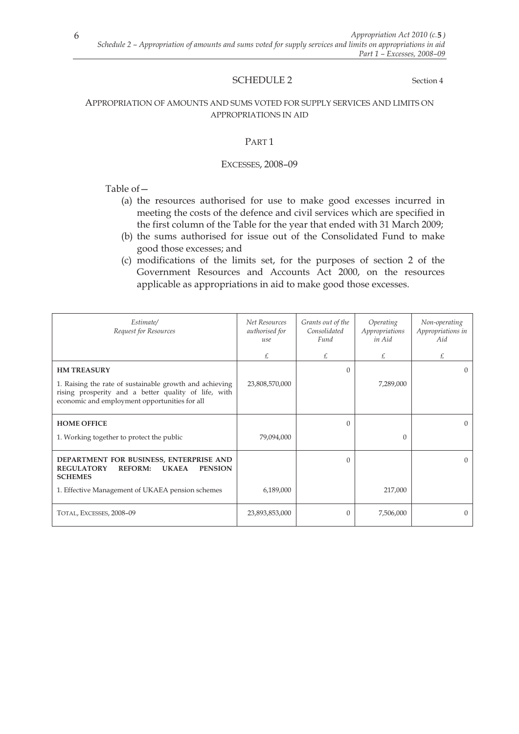# SCHEDULE 2

Section 4

## APPROPRIATION OF AMOUNTS AND SUMS VOTED FOR SUPPLY SERVICES AND LIMITS ON APPROPRIATIONS IN AID

### PART 1

### EXCESSES, 2008–09

Table of—

(a) the resources authorised for use to make good excesses incurred in meeting the costs of the defence and civil services which are specified in the first column of the Table for the year that ended with 31 March 2009;

(b) the sums authorised for issue out of the Consolidated Fund to make good those excesses; and

(c) modifications of the limits set, for the purposes of section 2 of the Government Resources and Accounts Act 2000, on the resources applicable as appropriations in aid to make good those excesses.

| *Estimate/ Request for Resources* | *Net Resources authorised for use* | *Grants out of the Consolidated Fund* | *Operating Appropriations in Aid* | *Non-operating Appropriations in Aid* |
|---|---|---|---|---|
| | £ | £ | £ | £ |
| **HM TREASURY** | | 0 | | 0 |
| 1. Raising the rate of sustainable growth and achieving rising prosperity and a better quality of life, with economic and employment opportunities for all | 23,808,570,000 | | 7,289,000 | |
| **HOME OFFICE** | | 0 | | 0 |
| 1. Working together to protect the public | 79,094,000 | | 0 | |
| **DEPARTMENT FOR BUSINESS, ENTERPRISE AND REGULATORY REFORM: UKAEA PENSION SCHEMES** | | 0 | | 0 |
| 1. Effective Management of UKAEA pension schemes | 6,189,000 | | 217,000 | |
| TOTAL, EXCESSES, 2008–09 | 23,893,853,000 | 0 | 7,506,000 | 0 |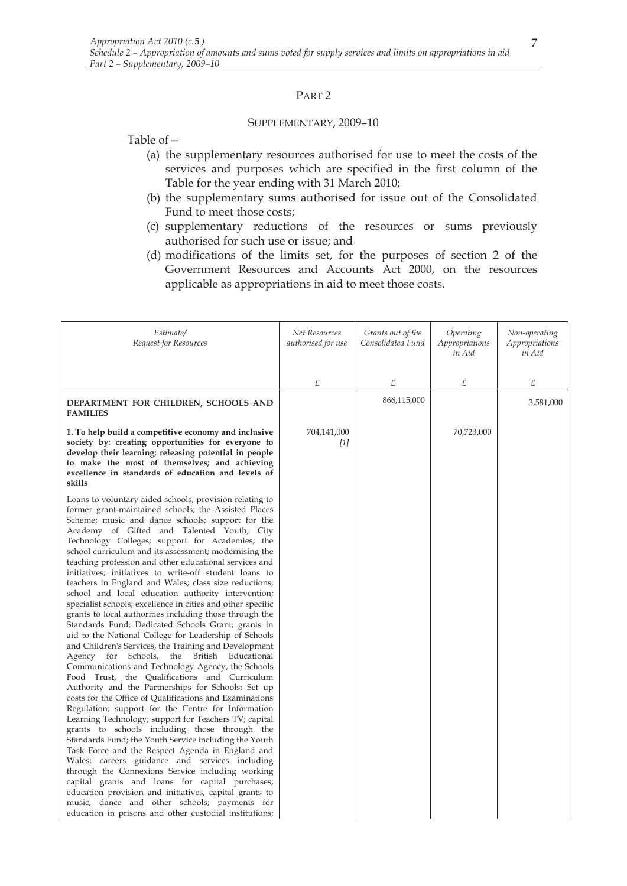PART 2

SUPPLEMENTARY, 2009–10

Table of—

(a) the supplementary resources authorised for use to meet the costs of the services and purposes which are specified in the first column of the Table for the year ending with 31 March 2010;

(b) the supplementary sums authorised for issue out of the Consolidated Fund to meet those costs;

(c) supplementary reductions of the resources or sums previously authorised for such use or issue; and

(d) modifications of the limits set, for the purposes of section 2 of the Government Resources and Accounts Act 2000, on the resources applicable as appropriations in aid to meet those costs.

| *Estimate/ Request for Resources* | *Net Resources authorised for use* | *Grants out of the Consolidated Fund* | *Operating Appropriations in Aid* | *Non-operating Appropriations in Aid* |
|---|---|---|---|---|
| | £ | £ | £ | £ |
| **DEPARTMENT FOR CHILDREN, SCHOOLS AND FAMILIES** | | 866,115,000 | | 3,581,000 |
| **1. To help build a competitive economy and inclusive society by: creating opportunities for everyone to develop their learning; releasing potential in people to make the most of themselves; and achieving excellence in standards of education and levels of skills** | 704,141,000 *[1]* | | 70,723,000 | |
| Loans to voluntary aided schools; provision relating to former grant-maintained schools; the Assisted Places Scheme; music and dance schools; support for the Academy of Gifted and Talented Youth; City Technology Colleges; support for Academies; the school curriculum and its assessment; modernising the teaching profession and other educational services and initiatives; initiatives to write-off student loans to teachers in England and Wales; class size reductions; school and local education authority intervention; specialist schools; excellence in cities and other specific grants to local authorities including those through the Standards Fund; Dedicated Schools Grant; grants in aid to the National College for Leadership of Schools and Children's Services, the Training and Development Agency for Schools, the British Educational Communications and Technology Agency, the Schools Food Trust, the Qualifications and Curriculum Authority and the Partnerships for Schools; Set up costs for the Office of Qualifications and Examinations Regulation; support for the Centre for Information Learning Technology; support for Teachers TV; capital grants to schools including those through the Standards Fund; the Youth Service including the Youth Task Force and the Respect Agenda in England and Wales; careers guidance and services including through the Connexions Service including working capital grants and loans for capital purchases; education provision and initiatives, capital grants to music, dance and other schools; payments for education in prisons and other custodial institutions; | | | | |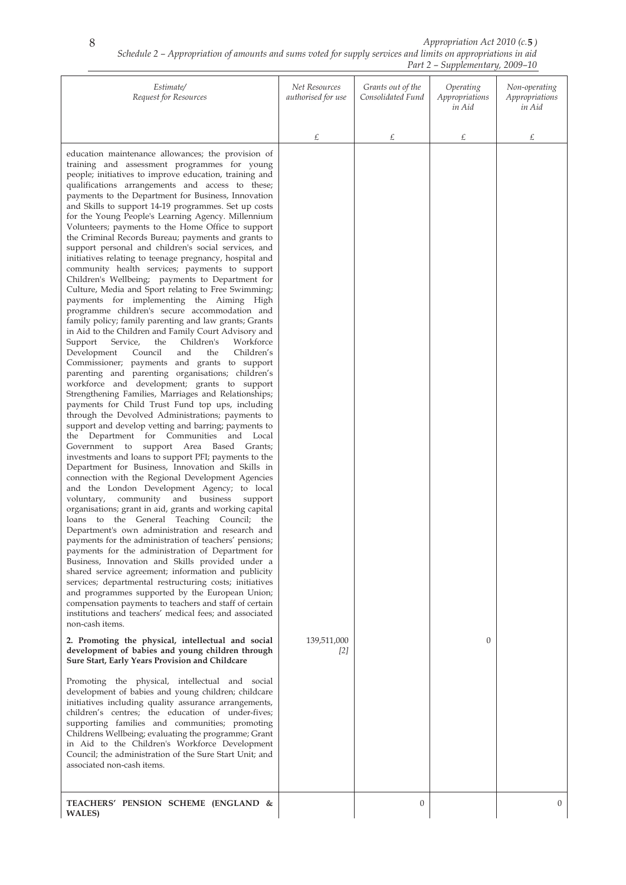| Estimate/ Request for Resources | Net Resources authorised for use | Grants out of the Consolidated Fund | Operating Appropriations in Aid | Non-operating Appropriations in Aid |
|---|---|---|---|---|
| | £ | £ | £ | £ |
| education maintenance allowances; the provision of training and assessment programmes for young people; initiatives to improve education, training and qualifications arrangements and access to these; payments to the Department for Business, Innovation and Skills to support 14-19 programmes. Set up costs for the Young People's Learning Agency. Millennium Volunteers; payments to the Home Office to support the Criminal Records Bureau; payments and grants to support personal and children's social services, and initiatives relating to teenage pregnancy, hospital and community health services; payments to support Children's Wellbeing; payments to Department for Culture, Media and Sport relating to Free Swimming; payments for implementing the Aiming High programme children's secure accommodation and family policy; family parenting and law grants; Grants in Aid to the Children and Family Court Advisory and Support Service, the Children's Workforce Development Council and the Children's Commissioner; payments and grants to support parenting and parenting organisations; children's workforce and development; grants to support Strengthening Families, Marriages and Relationships; payments for Child Trust Fund top ups, including through the Devolved Administrations; payments to support and develop vetting and barring; payments to the Department for Communities and Local Government to support Area Based Grants; investments and loans to support PFI; payments to the Department for Business, Innovation and Skills in connection with the Regional Development Agencies and the London Development Agency; to local voluntary, community and business support organisations; grant in aid, grants and working capital loans to the General Teaching Council; the Department's own administration and research and payments for the administration of teachers' pensions; payments for the administration of Department for Business, Innovation and Skills provided under a shared service agreement; information and publicity services; departmental restructuring costs; initiatives and programmes supported by the European Union; compensation payments to teachers and staff of certain institutions and teachers' medical fees; and associated non-cash items. | | | | |
| **2. Promoting the physical, intellectual and social development of babies and young children through Sure Start, Early Years Provision and Childcare** | 139,511,000 [2] | | 0 | |
| Promoting the physical, intellectual and social development of babies and young children; childcare initiatives including quality assurance arrangements, children's centres; the education of under-fives; supporting families and communities; promoting Childrens Wellbeing; evaluating the programme; Grant in Aid to the Children's Workforce Development Council; the administration of the Sure Start Unit; and associated non-cash items. | | | | |
| **TEACHERS' PENSION SCHEME (ENGLAND & WALES)** | | 0 | | 0 |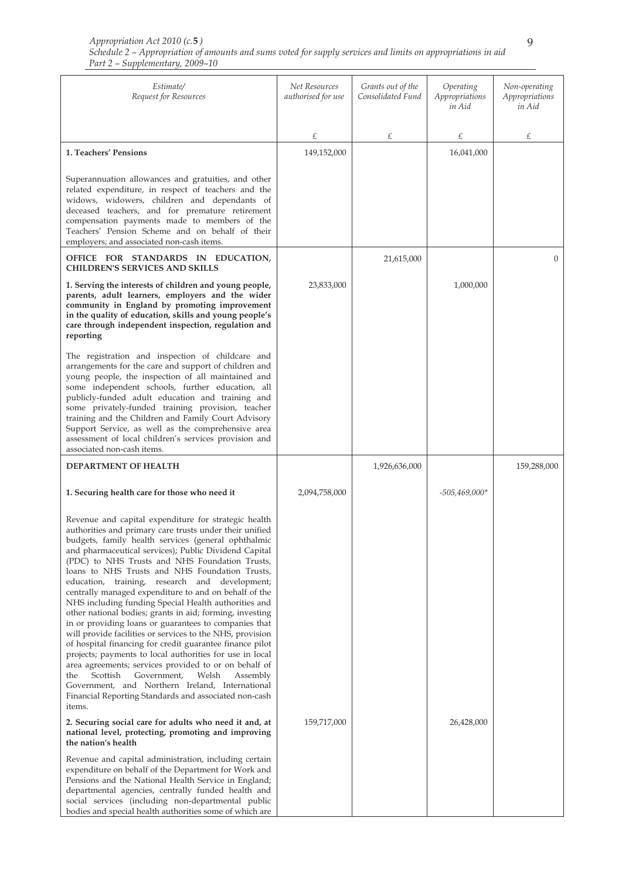| Estimate/ Request for Resources | Net Resources authorised for use | Grants out of the Consolidated Fund | Operating Appropriations in Aid | Non-operating Appropriations in Aid |
|---|---|---|---|---|
| | £ | £ | £ | £ |
| **1. Teachers' Pensions** | 149,152,000 | | 16,041,000 | |
| Superannuation allowances and gratuities, and other related expenditure, in respect of teachers and the widows, widowers, children and dependants of deceased teachers, and for premature retirement compensation payments made to members of the Teachers' Pension Scheme and on behalf of their employers; and associated non-cash items. | | | | |
| **OFFICE FOR STANDARDS IN EDUCATION, CHILDREN'S SERVICES AND SKILLS** | | 21,615,000 | | 0 |
| **1. Serving the interests of children and young people, parents, adult learners, employers and the wider community in England by promoting improvement in the quality of education, skills and young people's care through independent inspection, regulation and reporting** | 23,833,000 | | 1,000,000 | |
| The registration and inspection of childcare and arrangements for the care and support of children and young people, the inspection of all maintained and some independent schools, further education, all publicly-funded adult education and training and some privately-funded training provision, teacher training and the Children and Family Court Advisory Support Service, as well as the comprehensive area assessment of local children's services provision and associated non-cash items. | | | | |
| **DEPARTMENT OF HEALTH** | | 1,926,636,000 | | 159,288,000 |
| **1. Securing health care for those who need it** | 2,094,758,000 | | *-505,469,000** | |
| Revenue and capital expenditure for strategic health authorities and primary care trusts under their unified budgets, family health services (general ophthalmic and pharmaceutical services); Public Dividend Capital (PDC) to NHS Trusts and NHS Foundation Trusts, loans to NHS Trusts and NHS Foundation Trusts, education, training, research and development; centrally managed expenditure to and on behalf of the NHS including funding Special Health authorities and other national bodies; grants in aid; forming, investing in or providing loans or guarantees to companies that will provide facilities or services to the NHS, provision of hospital financing for credit guarantee finance pilot projects; payments to local authorities for use in local area agreements; services provided to or on behalf of the Scottish Government, Welsh Assembly Government, and Northern Ireland, International Financial Reporting Standards and associated non-cash items. | | | | |
| **2. Securing social care for adults who need it and, at national level, protecting, promoting and improving the nation's health** | 159,717,000 | | 26,428,000 | |
| Revenue and capital administration, including certain expenditure on behalf of the Department for Work and Pensions and the National Health Service in England; departmental agencies, centrally funded health and social services (including non-departmental public bodies and special health authorities some of which are | | | | |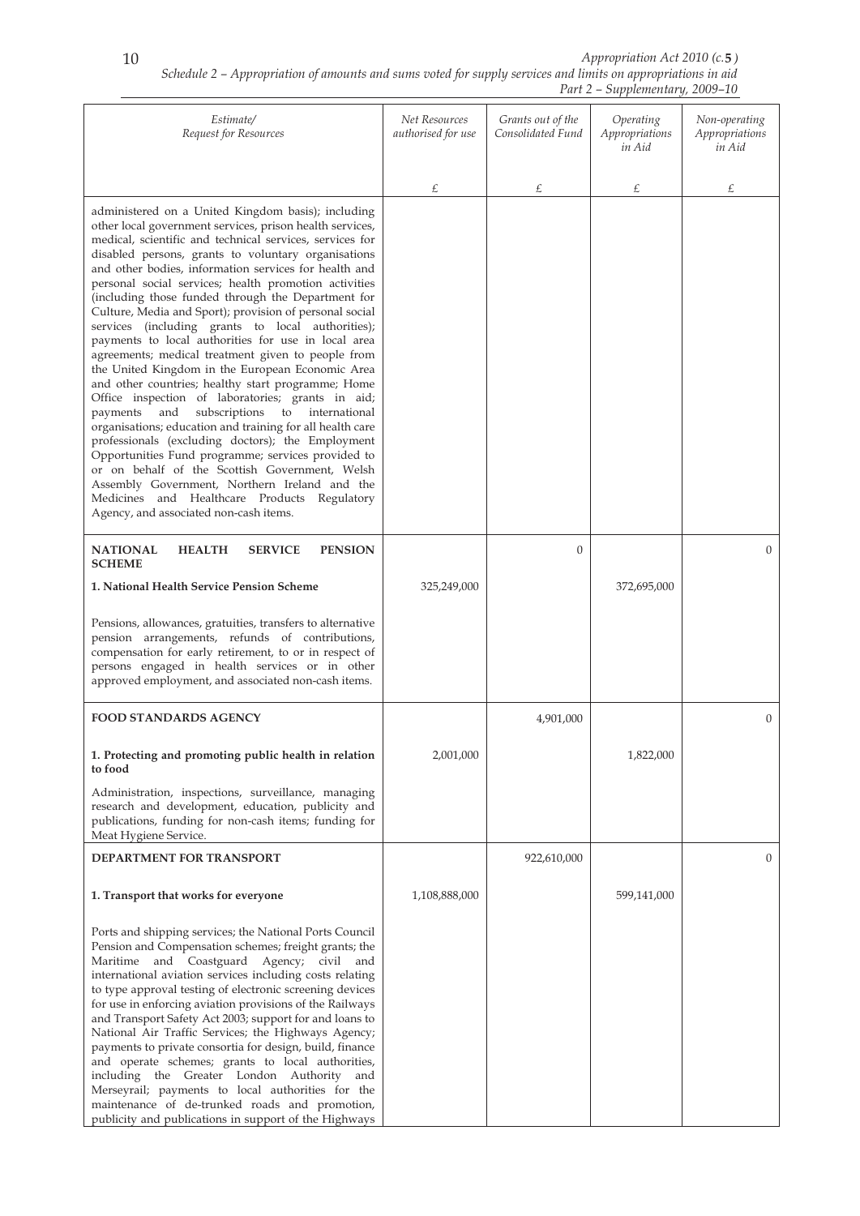| Estimate/ Request for Resources | Net Resources authorised for use | Grants out of the Consolidated Fund | Operating Appropriations in Aid | Non-operating Appropriations in Aid |
|---|---|---|---|---|
| | £ | £ | £ | £ |
| administered on a United Kingdom basis); including other local government services, prison health services, medical, scientific and technical services, services for disabled persons, grants to voluntary organisations and other bodies, information services for health and personal social services; health promotion activities (including those funded through the Department for Culture, Media and Sport); provision of personal social services (including grants to local authorities); payments to local authorities for use in local area agreements; medical treatment given to people from the United Kingdom in the European Economic Area and other countries; healthy start programme; Home Office inspection of laboratories; grants in aid; payments and subscriptions to international organisations; education and training for all health care professionals (excluding doctors); the Employment Opportunities Fund programme; services provided to or on behalf of the Scottish Government, Welsh Assembly Government, Northern Ireland and the Medicines and Healthcare Products Regulatory Agency, and associated non-cash items. | | | | |
| **NATIONAL HEALTH SERVICE PENSION SCHEME** | | 0 | | 0 |
| **1. National Health Service Pension Scheme** | 325,249,000 | | 372,695,000 | |
| Pensions, allowances, gratuities, transfers to alternative pension arrangements, refunds of contributions, compensation for early retirement, to or in respect of persons engaged in health services or in other approved employment, and associated non-cash items. | | | | |
| **FOOD STANDARDS AGENCY** | | 4,901,000 | | 0 |
| **1. Protecting and promoting public health in relation to food** | 2,001,000 | | 1,822,000 | |
| Administration, inspections, surveillance, managing research and development, education, publicity and publications, funding for non-cash items; funding for Meat Hygiene Service. | | | | |
| **DEPARTMENT FOR TRANSPORT** | | 922,610,000 | | 0 |
| **1. Transport that works for everyone** | 1,108,888,000 | | 599,141,000 | |
| Ports and shipping services; the National Ports Council Pension and Compensation schemes; freight grants; the Maritime and Coastguard Agency; civil and international aviation services including costs relating to type approval testing of electronic screening devices for use in enforcing aviation provisions of the Railways and Transport Safety Act 2003; support for and loans to National Air Traffic Services; the Highways Agency; payments to private consortia for design, build, finance and operate schemes; grants to local authorities, including the Greater London Authority and Merseyrail; payments to local authorities for the maintenance of de-trunked roads and promotion, publicity and publications in support of the Highways | | | | |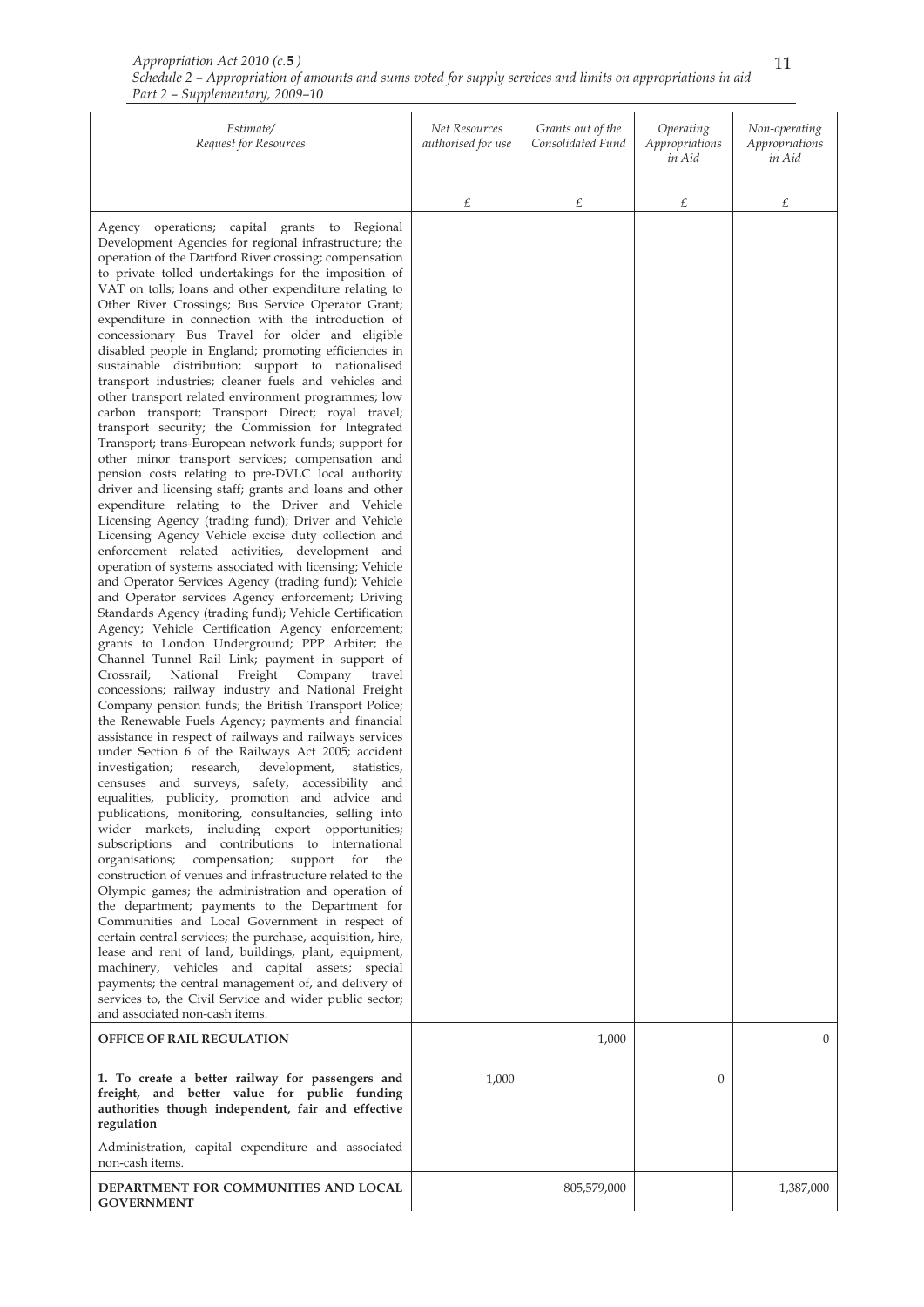| Estimate/ Request for Resources | Net Resources authorised for use | Grants out of the Consolidated Fund | Operating Appropriations in Aid | Non-operating Appropriations in Aid |
|---|---|---|---|---|
| | £ | £ | £ | £ |
| Agency operations; capital grants to Regional Development Agencies for regional infrastructure; the operation of the Dartford River crossing; compensation to private tolled undertakings for the imposition of VAT on tolls; loans and other expenditure relating to Other River Crossings; Bus Service Operator Grant; expenditure in connection with the introduction of concessionary Bus Travel for older and eligible disabled people in England; promoting efficiencies in sustainable distribution; support to nationalised transport industries; cleaner fuels and vehicles and other transport related environment programmes; low carbon transport; Transport Direct; royal travel; transport security; the Commission for Integrated Transport; trans-European network funds; support for other minor transport services; compensation and pension costs relating to pre-DVLC local authority driver and licensing staff; grants and loans and other expenditure relating to the Driver and Vehicle Licensing Agency (trading fund); Driver and Vehicle Licensing Agency Vehicle excise duty collection and enforcement related activities, development and operation of systems associated with licensing; Vehicle and Operator Services Agency (trading fund); Vehicle and Operator services Agency enforcement; Driving Standards Agency (trading fund); Vehicle Certification Agency; Vehicle Certification Agency enforcement; grants to London Underground; PPP Arbiter; the Channel Tunnel Rail Link; payment in support of Crossrail; National Freight Company travel concessions; railway industry and National Freight Company pension funds; the British Transport Police; the Renewable Fuels Agency; payments and financial assistance in respect of railways and railways services under Section 6 of the Railways Act 2005; accident investigation; research, development, statistics, censuses and surveys, safety, accessibility and equalities, publicity, promotion and advice and publications, monitoring, consultancies, selling into wider markets, including export opportunities; subscriptions and contributions to international organisations; compensation; support for the construction of venues and infrastructure related to the Olympic games; the administration and operation of the department; payments to the Department for Communities and Local Government in respect of certain central services; the purchase, acquisition, hire, lease and rent of land, buildings, plant, equipment, machinery, vehicles and capital assets; special payments; the central management of, and delivery of services to, the Civil Service and wider public sector; and associated non-cash items. | | | | |
| **OFFICE OF RAIL REGULATION** | | 1,000 | | 0 |
| **1. To create a better railway for passengers and freight, and better value for public funding authorities though independent, fair and effective regulation** | 1,000 | | 0 | |
| Administration, capital expenditure and associated non-cash items. | | | | |
| **DEPARTMENT FOR COMMUNITIES AND LOCAL GOVERNMENT** | | 805,579,000 | | 1,387,000 |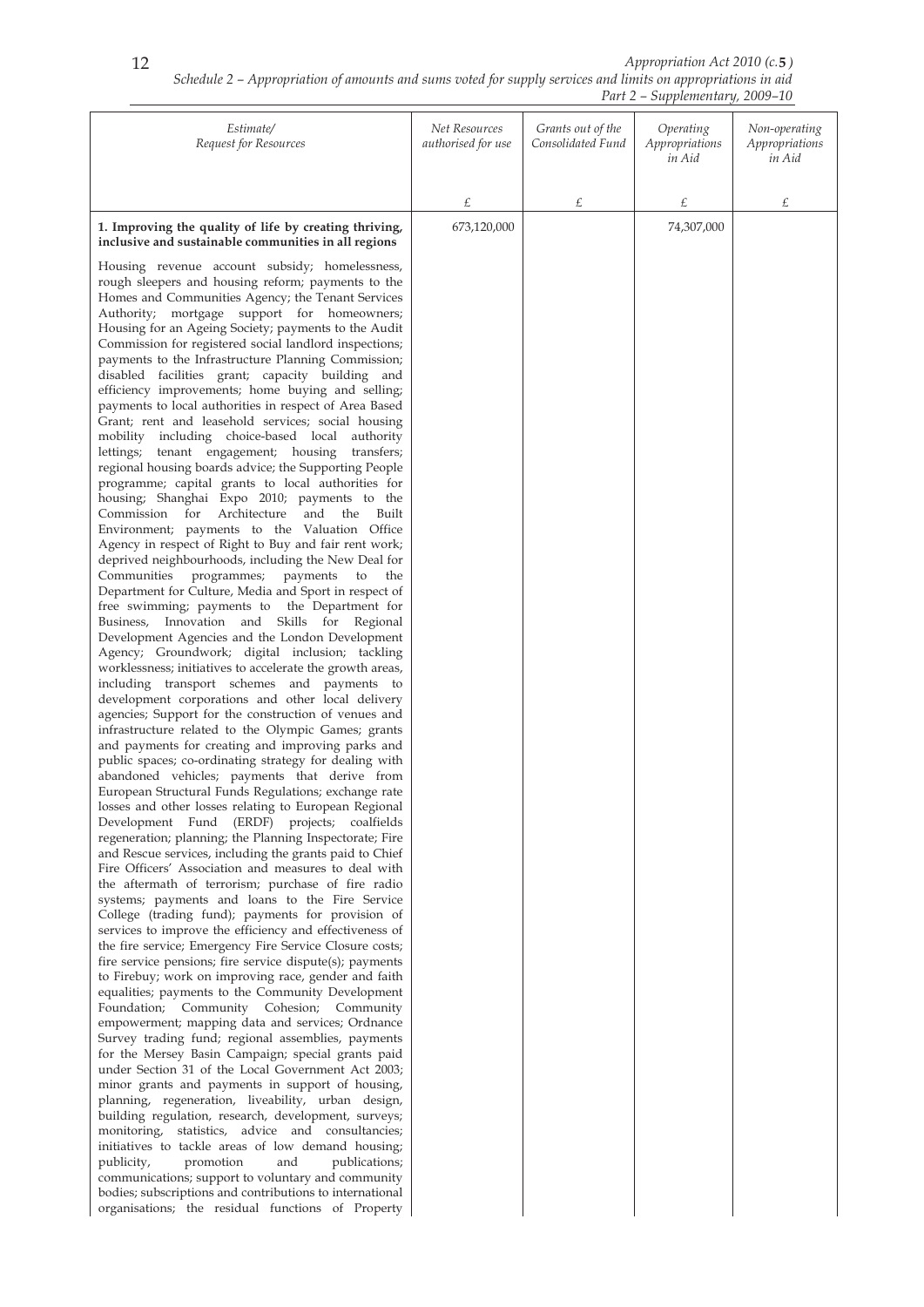*Schedule 2 – Appropriation of amounts and sums voted for supply services and limits on appropriations in aid*
*Part 2 – Supplementary, 2009–10*

| *Estimate/ Request for Resources* | *Net Resources authorised for use* | *Grants out of the Consolidated Fund* | *Operating Appropriations in Aid* | *Non-operating Appropriations in Aid* |
|---|---|---|---|---|
| | £ | £ | £ | £ |
| **1. Improving the quality of life by creating thriving, inclusive and sustainable communities in all regions** | 673,120,000 | | 74,307,000 | |
| Housing revenue account subsidy; homelessness, rough sleepers and housing reform; payments to the Homes and Communities Agency; the Tenant Services Authority; mortgage support for homeowners; Housing for an Ageing Society; payments to the Audit Commission for registered social landlord inspections; payments to the Infrastructure Planning Commission; disabled facilities grant; capacity building and efficiency improvements; home buying and selling; payments to local authorities in respect of Area Based Grant; rent and leasehold services; social housing mobility including choice-based local authority lettings; tenant engagement; housing transfers; regional housing boards advice; the Supporting People programme; capital grants to local authorities for housing; Shanghai Expo 2010; payments to the Commission for Architecture and the Built Environment; payments to the Valuation Office Agency in respect of Right to Buy and fair rent work; deprived neighbourhoods, including the New Deal for Communities programmes; payments to the Department for Culture, Media and Sport in respect of free swimming; payments to the Department for Business, Innovation and Skills for Regional Development Agencies and the London Development Agency; Groundwork; digital inclusion; tackling worklessness; initiatives to accelerate the growth areas, including transport schemes and payments to development corporations and other local delivery agencies; Support for the construction of venues and infrastructure related to the Olympic Games; grants and payments for creating and improving parks and public spaces; co-ordinating strategy for dealing with abandoned vehicles; payments that derive from European Structural Funds Regulations; exchange rate losses and other losses relating to European Regional Development Fund (ERDF) projects; coalfields regeneration; planning; the Planning Inspectorate; Fire and Rescue services, including the grants paid to Chief Fire Officers' Association and measures to deal with the aftermath of terrorism; purchase of fire radio systems; payments and loans to the Fire Service College (trading fund); payments for provision of services to improve the efficiency and effectiveness of the fire service; Emergency Fire Service Closure costs; fire service pensions; fire service dispute(s); payments to Firebuy; work on improving race, gender and faith equalities; payments to the Community Development Foundation; Community Cohesion; Community empowerment; mapping data and services; Ordnance Survey trading fund; regional assemblies, payments for the Mersey Basin Campaign; special grants paid under Section 31 of the Local Government Act 2003; minor grants and payments in support of housing, planning, regeneration, liveability, urban design, building regulation, research, development, surveys; monitoring, statistics, advice and consultancies; initiatives to tackle areas of low demand housing; publicity, promotion and publications; communications; support to voluntary and community bodies; subscriptions and contributions to international organisations; the residual functions of Property | | | | |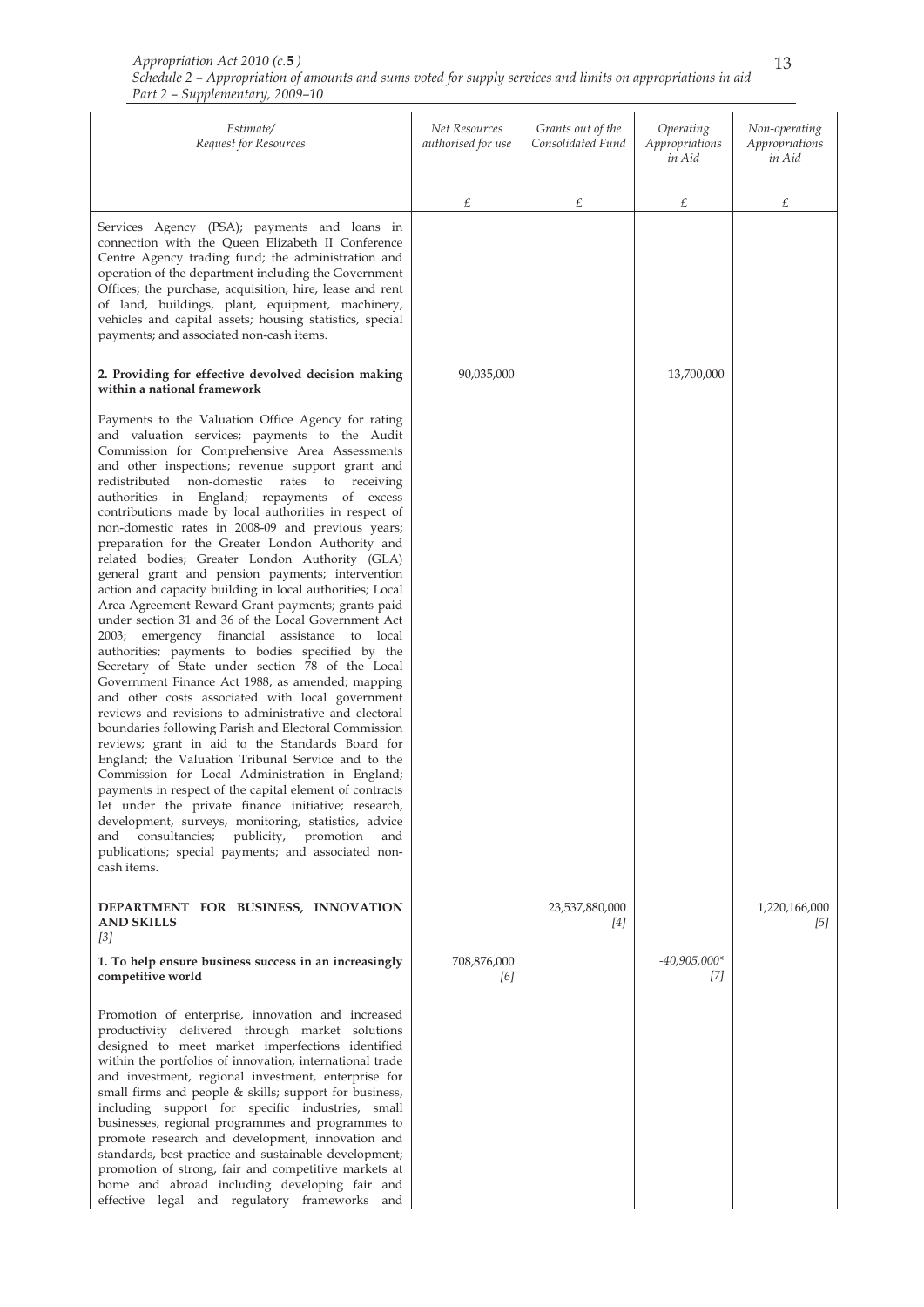| Estimate/ Request for Resources | Net Resources authorised for use | Grants out of the Consolidated Fund | Operating Appropriations in Aid | Non-operating Appropriations in Aid |
|---|---|---|---|---|
| | £ | £ | £ | £ |
| Services Agency (PSA); payments and loans in connection with the Queen Elizabeth II Conference Centre Agency trading fund; the administration and operation of the department including the Government Offices; the purchase, acquisition, hire, lease and rent of land, buildings, plant, equipment, machinery, vehicles and capital assets; housing statistics, special payments; and associated non-cash items. | | | | |
| **2. Providing for effective devolved decision making within a national framework** | 90,035,000 | | 13,700,000 | |
| Payments to the Valuation Office Agency for rating and valuation services; payments to the Audit Commission for Comprehensive Area Assessments and other inspections; revenue support grant and redistributed non-domestic rates to receiving authorities in England; repayments of excess contributions made by local authorities in respect of non-domestic rates in 2008-09 and previous years; preparation for the Greater London Authority and related bodies; Greater London Authority (GLA) general grant and pension payments; intervention action and capacity building in local authorities; Local Area Agreement Reward Grant payments; grants paid under section 31 and 36 of the Local Government Act 2003; emergency financial assistance to local authorities; payments to bodies specified by the Secretary of State under section 78 of the Local Government Finance Act 1988, as amended; mapping and other costs associated with local government reviews and revisions to administrative and electoral boundaries following Parish and Electoral Commission reviews; grant in aid to the Standards Board for England; the Valuation Tribunal Service and to the Commission for Local Administration in England; payments in respect of the capital element of contracts let under the private finance initiative; research, development, surveys, monitoring, statistics, advice and consultancies; publicity, promotion and publications; special payments; and associated non-cash items. | | | | |
| **DEPARTMENT FOR BUSINESS, INNOVATION AND SKILLS** *[3]* | | 23,537,880,000 *[4]* | | 1,220,166,000 *[5]* |
| **1. To help ensure business success in an increasingly competitive world** | 708,876,000 *[6]* | | -40,905,000* *[7]* | |
| Promotion of enterprise, innovation and increased productivity delivered through market solutions designed to meet market imperfections identified within the portfolios of innovation, international trade and investment, regional investment, enterprise for small firms and people & skills; support for business, including support for specific industries, small businesses, regional programmes and programmes to promote research and development, innovation and standards, best practice and sustainable development; promotion of strong, fair and competitive markets at home and abroad including developing fair and effective legal and regulatory frameworks and | | | | |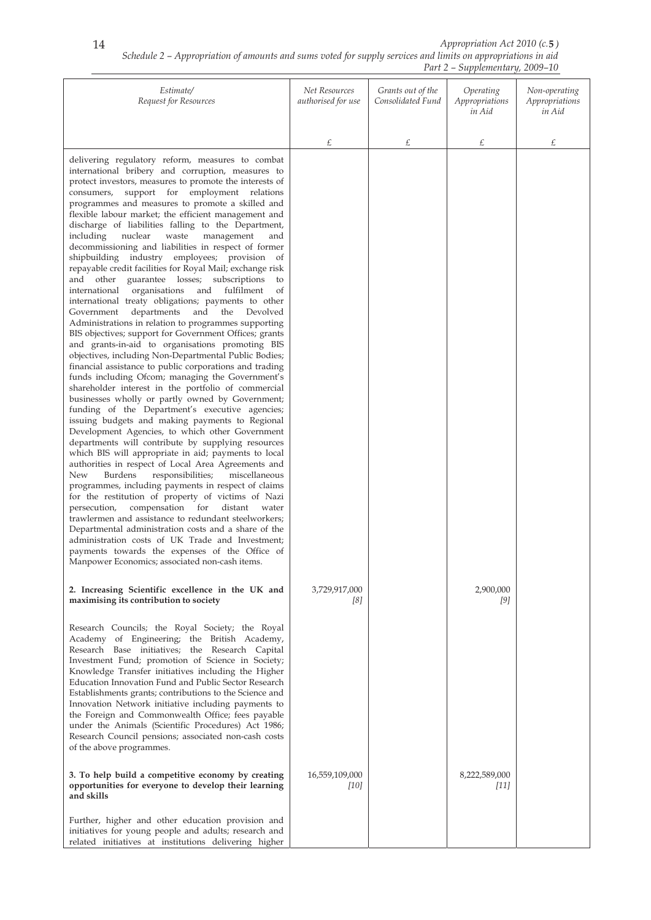| Estimate/ Request for Resources | Net Resources authorised for use | Grants out of the Consolidated Fund | Operating Appropriations in Aid | Non-operating Appropriations in Aid |
|---|---|---|---|---|
| | £ | £ | £ | £ |
| delivering regulatory reform, measures to combat international bribery and corruption, measures to protect investors, measures to promote the interests of consumers, support for employment relations programmes and measures to promote a skilled and flexible labour market; the efficient management and discharge of liabilities falling to the Department, including nuclear waste management and decommissioning and liabilities in respect of former shipbuilding industry employees; provision of repayable credit facilities for Royal Mail; exchange risk and other guarantee losses; subscriptions to international organisations and fulfilment of international treaty obligations; payments to other Government departments and the Devolved Administrations in relation to programmes supporting BIS objectives; support for Government Offices; grants and grants-in-aid to organisations promoting BIS objectives, including Non-Departmental Public Bodies; financial assistance to public corporations and trading funds including Ofcom; managing the Government's shareholder interest in the portfolio of commercial businesses wholly or partly owned by Government; funding of the Department's executive agencies; issuing budgets and making payments to Regional Development Agencies, to which other Government departments will contribute by supplying resources which BIS will appropriate in aid; payments to local authorities in respect of Local Area Agreements and New Burdens responsibilities; miscellaneous programmes, including payments in respect of claims for the restitution of property of victims of Nazi persecution, compensation for distant water trawlermen and assistance to redundant steelworkers; Departmental administration costs and a share of the administration costs of UK Trade and Investment; payments towards the expenses of the Office of Manpower Economics; associated non-cash items. | | | | |
| **2. Increasing Scientific excellence in the UK and maximising its contribution to society** | 3,729,917,000 [8] | | 2,900,000 [9] | |
| Research Councils; the Royal Society; the Royal Academy of Engineering; the British Academy, Research Base initiatives; the Research Capital Investment Fund; promotion of Science in Society; Knowledge Transfer initiatives including the Higher Education Innovation Fund and Public Sector Research Establishments grants; contributions to the Science and Innovation Network initiative including payments to the Foreign and Commonwealth Office; fees payable under the Animals (Scientific Procedures) Act 1986; Research Council pensions; associated non-cash costs of the above programmes. | | | | |
| **3. To help build a competitive economy by creating opportunities for everyone to develop their learning and skills** | 16,559,109,000 [10] | | 8,222,589,000 [11] | |
| Further, higher and other education provision and initiatives for young people and adults; research and related initiatives at institutions delivering higher | | | | |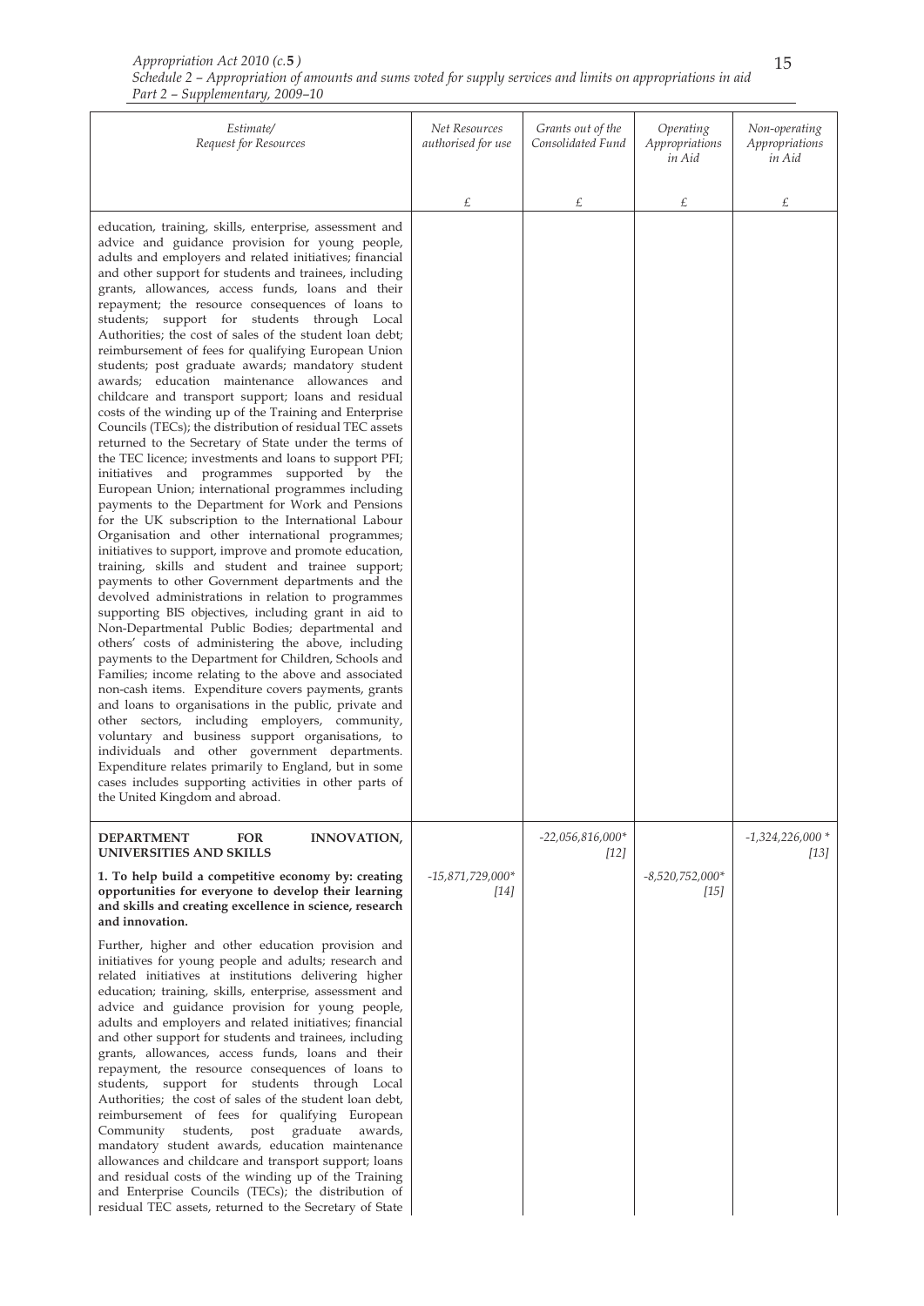| Estimate/<br>Request for Resources | Net Resources authorised for use | Grants out of the Consolidated Fund | Operating Appropriations in Aid | Non-operating Appropriations in Aid |
|---|---|---|---|---|
| | £ | £ | £ | £ |
| education, training, skills, enterprise, assessment and advice and guidance provision for young people, adults and employers and related initiatives; financial and other support for students and trainees, including grants, allowances, access funds, loans and their repayment; the resource consequences of loans to students; support for students through Local Authorities; the cost of sales of the student loan debt; reimbursement of fees for qualifying European Union students; post graduate awards; mandatory student awards; education maintenance allowances and childcare and transport support; loans and residual costs of the winding up of the Training and Enterprise Councils (TECs); the distribution of residual TEC assets returned to the Secretary of State under the terms of the TEC licence; investments and loans to support PFI; initiatives and programmes supported by the European Union; international programmes including payments to the Department for Work and Pensions for the UK subscription to the International Labour Organisation and other international programmes; initiatives to support, improve and promote education, training, skills and student and trainee support; payments to other Government departments and the devolved administrations in relation to programmes supporting BIS objectives, including grant in aid to Non-Departmental Public Bodies; departmental and others' costs of administering the above, including payments to the Department for Children, Schools and Families; income relating to the above and associated non-cash items. Expenditure covers payments, grants and loans to organisations in the public, private and other sectors, including employers, community, voluntary and business support organisations, to individuals and other government departments. Expenditure relates primarily to England, but in some cases includes supporting activities in other parts of the United Kingdom and abroad. | | | | |
| **DEPARTMENT FOR INNOVATION, UNIVERSITIES AND SKILLS** | | -22,056,816,000* [12] | | -1,324,226,000 * [13] |
| **1. To help build a competitive economy by: creating opportunities for everyone to develop their learning and skills and creating excellence in science, research and innovation.**<br><br>Further, higher and other education provision and initiatives for young people and adults; research and related initiatives at institutions delivering higher education; training, skills, enterprise, assessment and advice and guidance provision for young people, adults and employers and related initiatives; financial and other support for students and trainees, including grants, allowances, access funds, loans and their repayment, the resource consequences of loans to students, support for students through Local Authorities; the cost of sales of the student loan debt, reimbursement of fees for qualifying European Community students, post graduate awards, mandatory student awards, education maintenance allowances and childcare and transport support; loans and residual costs of the winding up of the Training and Enterprise Councils (TECs); the distribution of residual TEC assets, returned to the Secretary of State | -15,871,729,000* [14] | | -8,520,752,000* [15] | |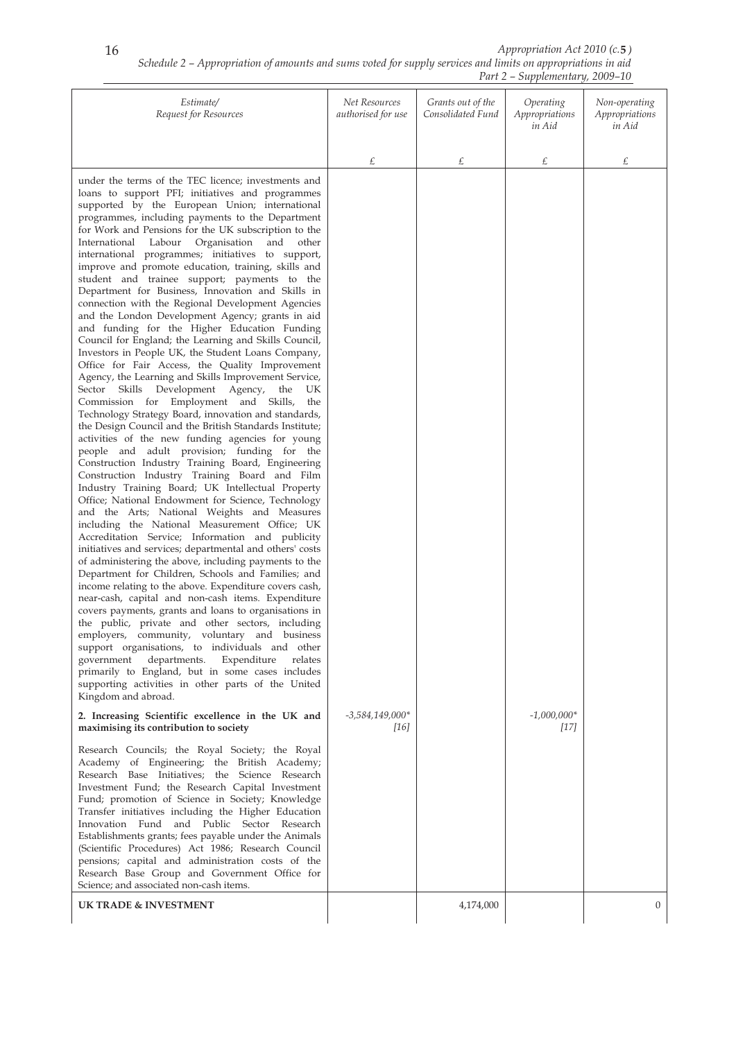*Appropriation Act 2010 (c.* **5** *)*
*Schedule 2 – Appropriation of amounts and sums voted for supply services and limits on appropriations in aid*
*Part 2 – Supplementary, 2009–10*

| *Estimate/ Request for Resources* | *Net Resources authorised for use* | *Grants out of the Consolidated Fund* | *Operating Appropriations in Aid* | *Non-operating Appropriations in Aid* |
|---|---|---|---|---|
| | £ | £ | £ | £ |
| under the terms of the TEC licence; investments and loans to support PFI; initiatives and programmes supported by the European Union; international programmes, including payments to the Department for Work and Pensions for the UK subscription to the International Labour Organisation and other international programmes; initiatives to support, improve and promote education, training, skills and student and trainee support; payments to the Department for Business, Innovation and Skills in connection with the Regional Development Agencies and the London Development Agency; grants in aid and funding for the Higher Education Funding Council for England; the Learning and Skills Council, Investors in People UK, the Student Loans Company, Office for Fair Access, the Quality Improvement Agency, the Learning and Skills Improvement Service, Sector Skills Development Agency, the UK Commission for Employment and Skills, the Technology Strategy Board, innovation and standards, the Design Council and the British Standards Institute; activities of the new funding agencies for young people and adult provision; funding for the Construction Industry Training Board, Engineering Construction Industry Training Board and Film Industry Training Board; UK Intellectual Property Office; National Endowment for Science, Technology and the Arts; National Weights and Measures including the National Measurement Office; UK Accreditation Service; Information and publicity initiatives and services; departmental and others' costs of administering the above, including payments to the Department for Children, Schools and Families; and income relating to the above. Expenditure covers cash, near-cash, capital and non-cash items. Expenditure covers payments, grants and loans to organisations in the public, private and other sectors, including employers, community, voluntary and business support organisations, to individuals and other government departments. Expenditure relates primarily to England, but in some cases includes supporting activities in other parts of the United Kingdom and abroad. | | | | |
| **2. Increasing Scientific excellence in the UK and maximising its contribution to society** | *-3,584,149,000\* [16]* | | *-1,000,000\* [17]* | |
| Research Councils; the Royal Society; the Royal Academy of Engineering; the British Academy; Research Base Initiatives; the Science Research Investment Fund; the Research Capital Investment Fund; promotion of Science in Society; Knowledge Transfer initiatives including the Higher Education Innovation Fund and Public Sector Research Establishments grants; fees payable under the Animals (Scientific Procedures) Act 1986; Research Council pensions; capital and administration costs of the Research Base Group and Government Office for Science; and associated non-cash items. | | | | |
| **UK TRADE & INVESTMENT** | | 4,174,000 | | 0 |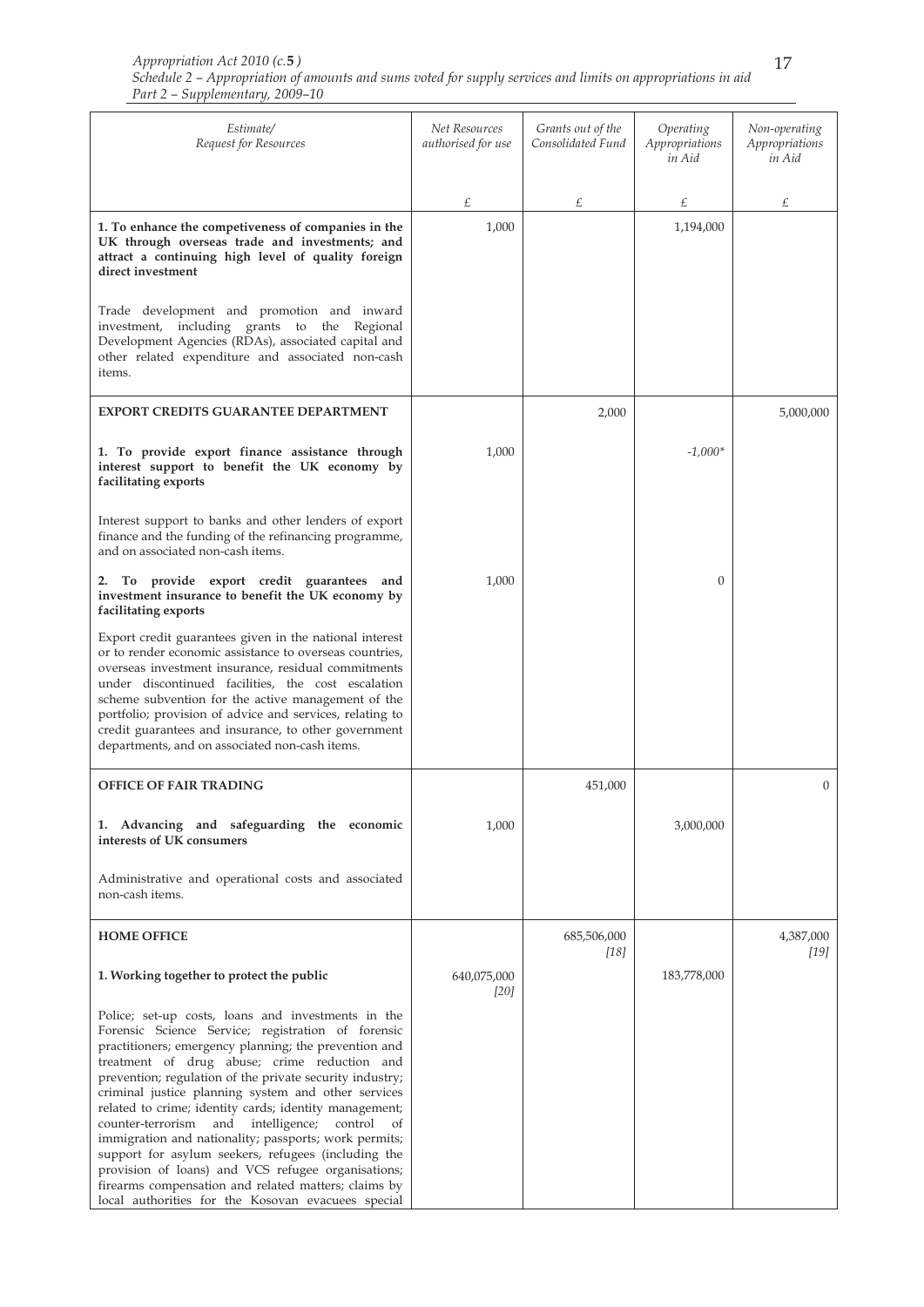| Estimate/ Request for Resources | Net Resources authorised for use | Grants out of the Consolidated Fund | Operating Appropriations in Aid | Non-operating Appropriations in Aid |
|---|---|---|---|---|
| | £ | £ | £ | £ |
| **1. To enhance the competiveness of companies in the UK through overseas trade and investments; and attract a continuing high level of quality foreign direct investment** | 1,000 | | 1,194,000 | |
| Trade development and promotion and inward investment, including grants to the Regional Development Agencies (RDAs), associated capital and other related expenditure and associated non-cash items. | | | | |
| **EXPORT CREDITS GUARANTEE DEPARTMENT** | | 2,000 | | 5,000,000 |
| **1. To provide export finance assistance through interest support to benefit the UK economy by facilitating exports** | 1,000 | | *-1,000** | |
| Interest support to banks and other lenders of export finance and the funding of the refinancing programme, and on associated non-cash items. | | | | |
| **2. To provide export credit guarantees and investment insurance to benefit the UK economy by facilitating exports** | 1,000 | | 0 | |
| Export credit guarantees given in the national interest or to render economic assistance to overseas countries, overseas investment insurance, residual commitments under discontinued facilities, the cost escalation scheme subvention for the active management of the portfolio; provision of advice and services, relating to credit guarantees and insurance, to other government departments, and on associated non-cash items. | | | | |
| **OFFICE OF FAIR TRADING** | | 451,000 | | 0 |
| **1. Advancing and safeguarding the economic interests of UK consumers** | 1,000 | | 3,000,000 | |
| Administrative and operational costs and associated non-cash items. | | | | |
| **HOME OFFICE** | | 685,506,000 [18] | | 4,387,000 [19] |
| **1. Working together to protect the public** | 640,075,000 [20] | | 183,778,000 | |
| Police; set-up costs, loans and investments in the Forensic Science Service; registration of forensic practitioners; emergency planning; the prevention and treatment of drug abuse; crime reduction and prevention; regulation of the private security industry; criminal justice planning system and other services related to crime; identity cards; identity management; counter-terrorism and intelligence; control of immigration and nationality; passports; work permits; support for asylum seekers, refugees (including the provision of loans) and VCS refugee organisations; firearms compensation and related matters; claims by local authorities for the Kosovan evacuees special | | | | |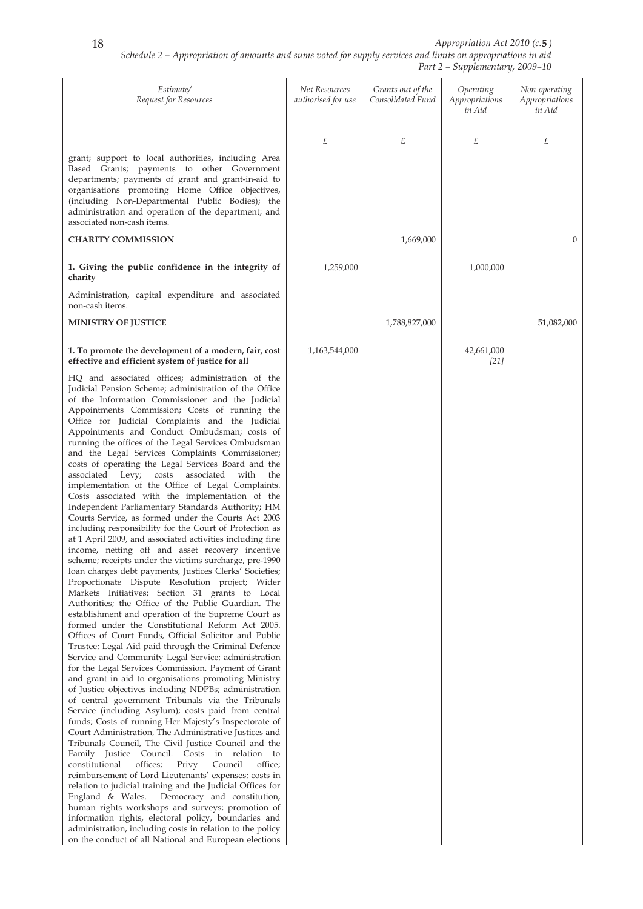| Estimate/ Request for Resources | Net Resources authorised for use | Grants out of the Consolidated Fund | Operating Appropriations in Aid | Non-operating Appropriations in Aid |
|---|---|---|---|---|
| | £ | £ | £ | £ |
| grant; support to local authorities, including Area Based Grants; payments to other Government departments; payments of grant and grant-in-aid to organisations promoting Home Office objectives, (including Non-Departmental Public Bodies); the administration and operation of the department; and associated non-cash items. | | | | |
| **CHARITY COMMISSION** | | 1,669,000 | | 0 |
| **1. Giving the public confidence in the integrity of charity** | 1,259,000 | | 1,000,000 | |
| Administration, capital expenditure and associated non-cash items. | | | | |
| **MINISTRY OF JUSTICE** | | 1,788,827,000 | | 51,082,000 |
| **1. To promote the development of a modern, fair, cost effective and efficient system of justice for all** | 1,163,544,000 | | 42,661,000 *[21]* | |
| HQ and associated offices; administration of the Judicial Pension Scheme; administration of the Office of the Information Commissioner and the Judicial Appointments Commission; Costs of running the Office for Judicial Complaints and the Judicial Appointments and Conduct Ombudsman; costs of running the offices of the Legal Services Ombudsman and the Legal Services Complaints Commissioner; costs of operating the Legal Services Board and the associated Levy; costs associated with the implementation of the Office of Legal Complaints. Costs associated with the implementation of the Independent Parliamentary Standards Authority; HM Courts Service, as formed under the Courts Act 2003 including responsibility for the Court of Protection as at 1 April 2009, and associated activities including fine income, netting off and asset recovery incentive scheme; receipts under the victims surcharge, pre-1990 loan charges debt payments, Justices Clerks' Societies; Proportionate Dispute Resolution project; Wider Markets Initiatives; Section 31 grants to Local Authorities; the Office of the Public Guardian. The establishment and operation of the Supreme Court as formed under the Constitutional Reform Act 2005. Offices of Court Funds, Official Solicitor and Public Trustee; Legal Aid paid through the Criminal Defence Service and Community Legal Service; administration for the Legal Services Commission. Payment of Grant and grant in aid to organisations promoting Ministry of Justice objectives including NDPBs; administration of central government Tribunals via the Tribunals Service (including Asylum); costs paid from central funds; Costs of running Her Majesty's Inspectorate of Court Administration, The Administrative Justices and Tribunals Council, The Civil Justice Council and the Family Justice Council. Costs in relation to constitutional offices; Privy Council office; reimbursement of Lord Lieutenants' expenses; costs in relation to judicial training and the Judicial Offices for England & Wales. Democracy and constitution, human rights workshops and surveys; promotion of information rights, electoral policy, boundaries and administration, including costs in relation to the policy on the conduct of all National and European elections | | | | |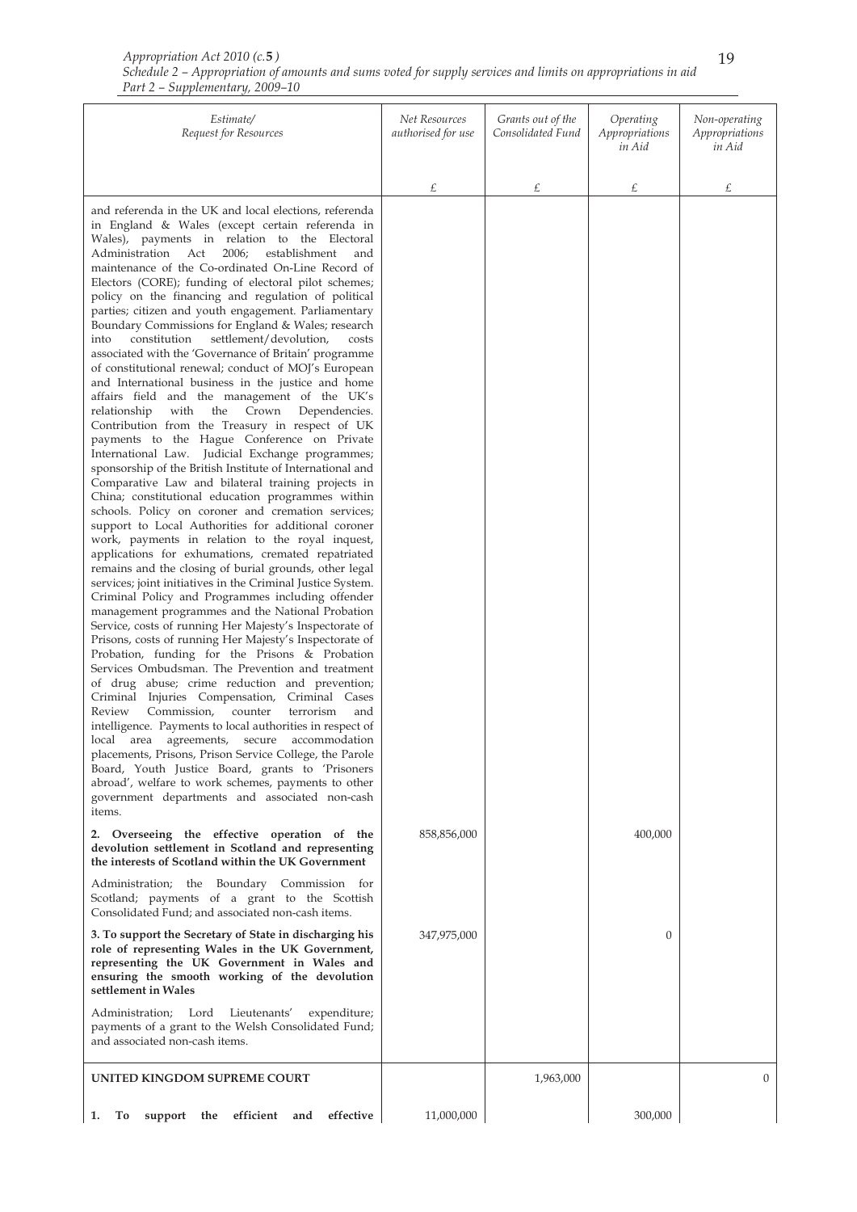| Estimate/ Request for Resources | Net Resources authorised for use | Grants out of the Consolidated Fund | Operating Appropriations in Aid | Non-operating Appropriations in Aid |
|---|---|---|---|---|
| | £ | £ | £ | £ |
| and referenda in the UK and local elections, referenda in England & Wales (except certain referenda in Wales), payments in relation to the Electoral Administration Act 2006; establishment and maintenance of the Co-ordinated On-Line Record of Electors (CORE); funding of electoral pilot schemes; policy on the financing and regulation of political parties; citizen and youth engagement. Parliamentary Boundary Commissions for England & Wales; research into constitution settlement/devolution, costs associated with the 'Governance of Britain' programme of constitutional renewal; conduct of MOJ's European and International business in the justice and home affairs field and the management of the UK's relationship with the Crown Dependencies. Contribution from the Treasury in respect of UK payments to the Hague Conference on Private International Law. Judicial Exchange programmes; sponsorship of the British Institute of International and Comparative Law and bilateral training projects in China; constitutional education programmes within schools. Policy on coroner and cremation services; support to Local Authorities for additional coroner work, payments in relation to the royal inquest, applications for exhumations, cremated repatriated remains and the closing of burial grounds, other legal services; joint initiatives in the Criminal Justice System. Criminal Policy and Programmes including offender management programmes and the National Probation Service, costs of running Her Majesty's Inspectorate of Prisons, costs of running Her Majesty's Inspectorate of Probation, funding for the Prisons & Probation Services Ombudsman. The Prevention and treatment of drug abuse; crime reduction and prevention; Criminal Injuries Compensation, Criminal Cases Review Commission, counter terrorism and intelligence. Payments to local authorities in respect of local area agreements, secure accommodation placements, Prisons, Prison Service College, the Parole Board, Youth Justice Board, grants to 'Prisoners abroad', welfare to work schemes, payments to other government departments and associated non-cash items. | | | | |
| **2. Overseeing the effective operation of the devolution settlement in Scotland and representing the interests of Scotland within the UK Government** | 858,856,000 | | 400,000 | |
| Administration; the Boundary Commission for Scotland; payments of a grant to the Scottish Consolidated Fund; and associated non-cash items. | | | | |
| **3. To support the Secretary of State in discharging his role of representing Wales in the UK Government, representing the UK Government in Wales and ensuring the smooth working of the devolution settlement in Wales** | 347,975,000 | | 0 | |
| Administration; Lord Lieutenants' expenditure; payments of a grant to the Welsh Consolidated Fund; and associated non-cash items. | | | | |
| **UNITED KINGDOM SUPREME COURT** | | 1,963,000 | | 0 |
| **1. To support the efficient and effective** | 11,000,000 | | 300,000 | |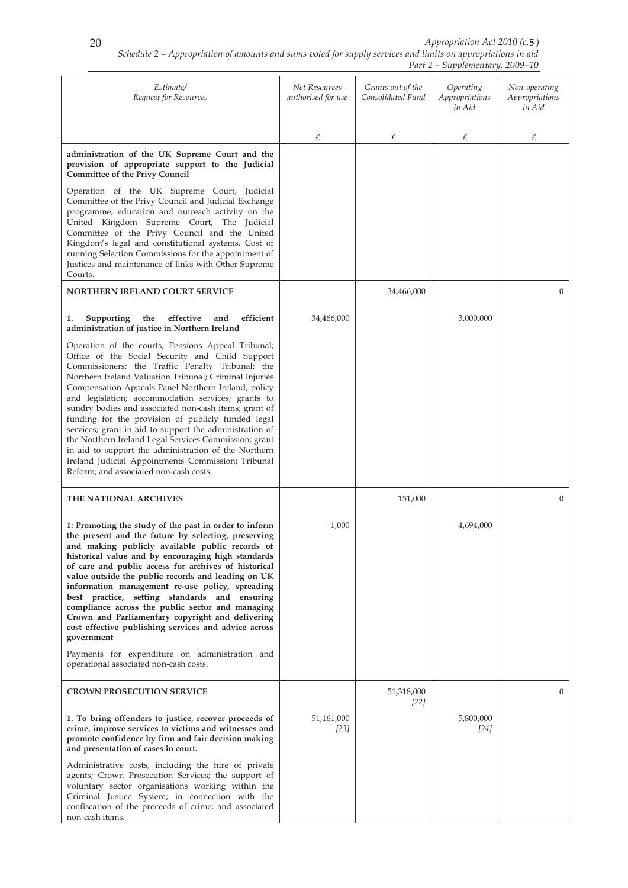| Estimate/ Request for Resources | Net Resources authorised for use | Grants out of the Consolidated Fund | Operating Appropriations in Aid | Non-operating Appropriations in Aid |
|---|---|---|---|---|
| | £ | £ | £ | £ |
| **administration of the UK Supreme Court and the provision of appropriate support to the Judicial Committee of the Privy Council** | | | | |
| Operation of the UK Supreme Court, Judicial Committee of the Privy Council and Judicial Exchange programme; education and outreach activity on the United Kingdom Supreme Court, The Judicial Committee of the Privy Council and the United Kingdom's legal and constitutional systems. Cost of running Selection Commissions for the appointment of Justices and maintenance of links with Other Supreme Courts. | | | | |
| **NORTHERN IRELAND COURT SERVICE** | | 34,466,000 | | 0 |
| **1. Supporting the effective and efficient administration of justice in Northern Ireland** | 34,466,000 | | 3,000,000 | |
| Operation of the courts; Pensions Appeal Tribunal; Office of the Social Security and Child Support Commissioners; the Traffic Penalty Tribunal; the Northern Ireland Valuation Tribunal; Criminal Injuries Compensation Appeals Panel Northern Ireland; policy and legislation; accommodation services; grants to sundry bodies and associated non-cash items; grant of funding for the provision of publicly funded legal services; grant in aid to support the administration of the Northern Ireland Legal Services Commission; grant in aid to support the administration of the Northern Ireland Judicial Appointments Commission; Tribunal Reform; and associated non-cash costs. | | | | |
| **THE NATIONAL ARCHIVES** | | 151,000 | | 0 |
| **1: Promoting the study of the past in order to inform the present and the future by selecting, preserving and making publicly available public records of historical value and by encouraging high standards of care and public access for archives of historical value outside the public records and leading on UK information management re-use policy, spreading best practice, setting standards and ensuring compliance across the public sector and managing Crown and Parliamentary copyright and delivering cost effective publishing services and advice across government** | 1,000 | | 4,694,000 | |
| Payments for expenditure on administration and operational associated non-cash costs. | | | | |
| **CROWN PROSECUTION SERVICE** | | 51,318,000 [22] | | 0 |
| **1. To bring offenders to justice, recover proceeds of crime, improve services to victims and witnesses and promote confidence by firm and fair decision making and presentation of cases in court.** | 51,161,000 [23] | | 5,800,000 [24] | |
| Administrative costs, including the hire of private agents; Crown Prosecution Services; the support of voluntary sector organisations working within the Criminal Justice System; in connection with the confiscation of the proceeds of crime; and associated non-cash items. | | | | |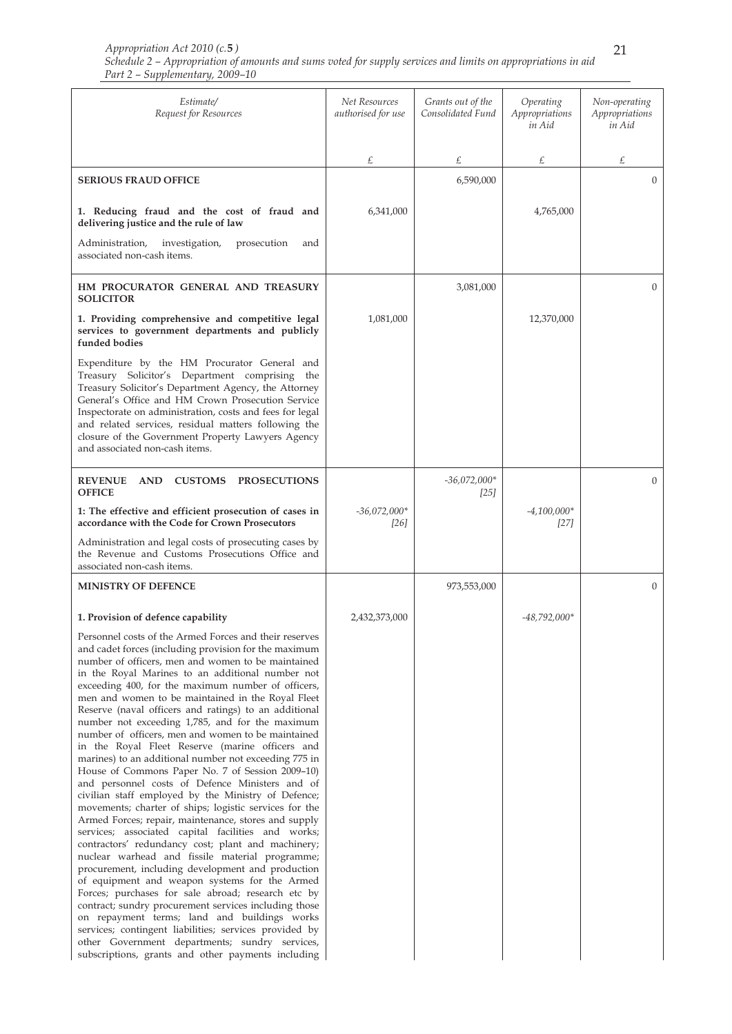| Estimate/ Request for Resources | Net Resources authorised for use | Grants out of the Consolidated Fund | Operating Appropriations in Aid | Non-operating Appropriations in Aid |
|---|---|---|---|---|
| | £ | £ | £ | £ |
| **SERIOUS FRAUD OFFICE** | | 6,590,000 | | 0 |
| **1. Reducing fraud and the cost of fraud and delivering justice and the rule of law** | 6,341,000 | | 4,765,000 | |
| Administration, investigation, prosecution and associated non-cash items. | | | | |
| **HM PROCURATOR GENERAL AND TREASURY SOLICITOR** | | 3,081,000 | | 0 |
| **1. Providing comprehensive and competitive legal services to government departments and publicly funded bodies** | 1,081,000 | | 12,370,000 | |
| Expenditure by the HM Procurator General and Treasury Solicitor's Department comprising the Treasury Solicitor's Department Agency, the Attorney General's Office and HM Crown Prosecution Service Inspectorate on administration, costs and fees for legal and related services, residual matters following the closure of the Government Property Lawyers Agency and associated non-cash items. | | | | |
| **REVENUE AND CUSTOMS PROSECUTIONS OFFICE** | | *-36,072,000** *[25]* | | 0 |
| **1: The effective and efficient prosecution of cases in accordance with the Code for Crown Prosecutors** | *-36,072,000** *[26]* | | *-4,100,000** *[27]* | |
| Administration and legal costs of prosecuting cases by the Revenue and Customs Prosecutions Office and associated non-cash items. | | | | |
| **MINISTRY OF DEFENCE** | | 973,553,000 | | 0 |
| **1. Provision of defence capability** | 2,432,373,000 | | *-48,792,000** | |
| Personnel costs of the Armed Forces and their reserves and cadet forces (including provision for the maximum number of officers, men and women to be maintained in the Royal Marines to an additional number not exceeding 400, for the maximum number of officers, men and women to be maintained in the Royal Fleet Reserve (naval officers and ratings) to an additional number not exceeding 1,785, and for the maximum number of officers, men and women to be maintained in the Royal Fleet Reserve (marine officers and marines) to an additional number not exceeding 775 in House of Commons Paper No. 7 of Session 2009–10) and personnel costs of Defence Ministers and of civilian staff employed by the Ministry of Defence; movements; charter of ships; logistic services for the Armed Forces; repair, maintenance, stores and supply services; associated capital facilities and works; contractors' redundancy cost; plant and machinery; nuclear warhead and fissile material programme; procurement, including development and production of equipment and weapon systems for the Armed Forces; purchases for sale abroad; research etc by contract; sundry procurement services including those on repayment terms; land and buildings works services; contingent liabilities; services provided by other Government departments; sundry services, subscriptions, grants and other payments including | | | | |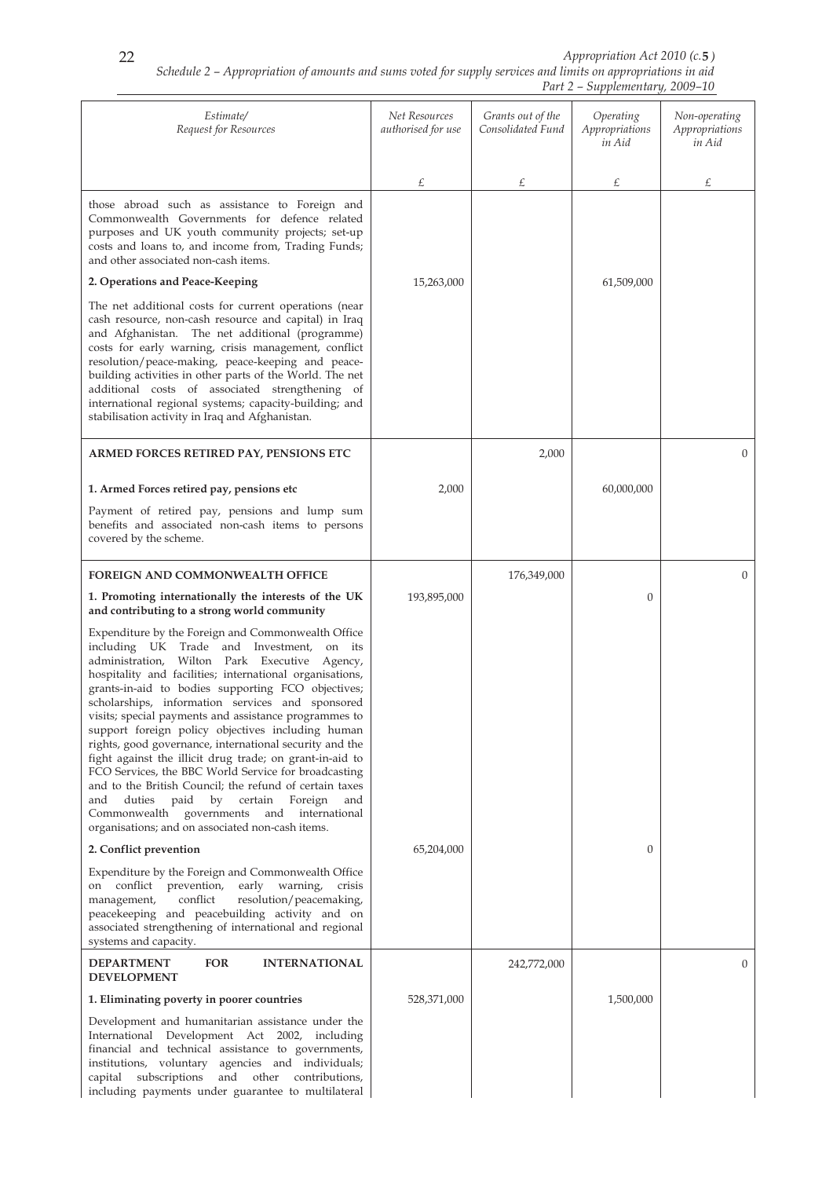| Estimate/ Request for Resources | Net Resources authorised for use | Grants out of the Consolidated Fund | Operating Appropriations in Aid | Non-operating Appropriations in Aid |
|---|---|---|---|---|
| | £ | £ | £ | £ |
| those abroad such as assistance to Foreign and Commonwealth Governments for defence related purposes and UK youth community projects; set-up costs and loans to, and income from, Trading Funds; and other associated non-cash items. | | | | |
| **2. Operations and Peace-Keeping** | 15,263,000 | | 61,509,000 | |
| The net additional costs for current operations (near cash resource, non-cash resource and capital) in Iraq and Afghanistan. The net additional (programme) costs for early warning, crisis management, conflict resolution/peace-making, peace-keeping and peace-building activities in other parts of the World. The net additional costs of associated strengthening of international regional systems; capacity-building; and stabilisation activity in Iraq and Afghanistan. | | | | |
| **ARMED FORCES RETIRED PAY, PENSIONS ETC** | | 2,000 | | 0 |
| **1. Armed Forces retired pay, pensions etc** | 2,000 | | 60,000,000 | |
| Payment of retired pay, pensions and lump sum benefits and associated non-cash items to persons covered by the scheme. | | | | |
| **FOREIGN AND COMMONWEALTH OFFICE** | | 176,349,000 | | 0 |
| **1. Promoting internationally the interests of the UK and contributing to a strong world community** | 193,895,000 | | 0 | |
| Expenditure by the Foreign and Commonwealth Office including UK Trade and Investment, on its administration, Wilton Park Executive Agency, hospitality and facilities; international organisations, grants-in-aid to bodies supporting FCO objectives; scholarships, information services and sponsored visits; special payments and assistance programmes to support foreign policy objectives including human rights, good governance, international security and the fight against the illicit drug trade; on grant-in-aid to FCO Services, the BBC World Service for broadcasting and to the British Council; the refund of certain taxes and duties paid by certain Foreign and Commonwealth governments and international organisations; and on associated non-cash items. | | | | |
| **2. Conflict prevention** | 65,204,000 | | 0 | |
| Expenditure by the Foreign and Commonwealth Office on conflict prevention, early warning, crisis management, conflict resolution/peacemaking, peacekeeping and peacebuilding activity and on associated strengthening of international and regional systems and capacity. | | | | |
| **DEPARTMENT FOR INTERNATIONAL DEVELOPMENT** | | 242,772,000 | | 0 |
| **1. Eliminating poverty in poorer countries** | 528,371,000 | | 1,500,000 | |
| Development and humanitarian assistance under the International Development Act 2002, including financial and technical assistance to governments, institutions, voluntary agencies and individuals; capital subscriptions and other contributions, including payments under guarantee to multilateral | | | | |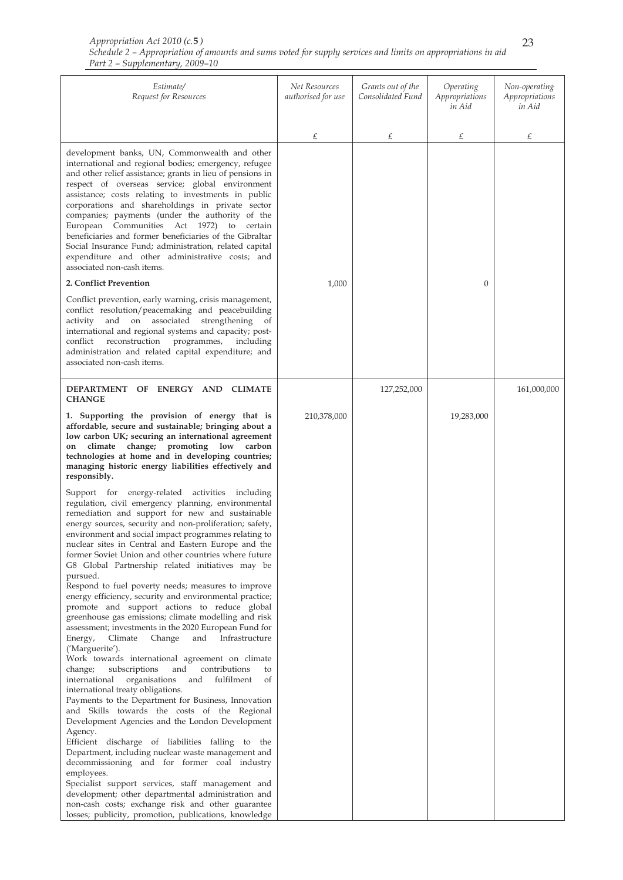| Estimate/ Request for Resources | Net Resources authorised for use | Grants out of the Consolidated Fund | Operating Appropriations in Aid | Non-operating Appropriations in Aid |
|---|---|---|---|---|
| | £ | £ | £ | £ |
| development banks, UN, Commonwealth and other international and regional bodies; emergency, refugee and other relief assistance; grants in lieu of pensions in respect of overseas service; global environment assistance; costs relating to investments in public corporations and shareholdings in private sector companies; payments (under the authority of the European Communities Act 1972) to certain beneficiaries and former beneficiaries of the Gibraltar Social Insurance Fund; administration, related capital expenditure and other administrative costs; and associated non-cash items. | | | | |
| **2. Conflict Prevention** | 1,000 | | 0 | |
| Conflict prevention, early warning, crisis management, conflict resolution/peacemaking and peacebuilding activity and on associated strengthening of international and regional systems and capacity; post-conflict reconstruction programmes, including administration and related capital expenditure; and associated non-cash items. | | | | |
| **DEPARTMENT OF ENERGY AND CLIMATE CHANGE** | | 127,252,000 | | 161,000,000 |
| **1. Supporting the provision of energy that is affordable, secure and sustainable; bringing about a low carbon UK; securing an international agreement on climate change; promoting low carbon technologies at home and in developing countries; managing historic energy liabilities effectively and responsibly.** | 210,378,000 | | 19,283,000 | |
| Support for energy-related activities including regulation, civil emergency planning, environmental remediation and support for new and sustainable energy sources, security and non-proliferation; safety, environment and social impact programmes relating to nuclear sites in Central and Eastern Europe and the former Soviet Union and other countries where future G8 Global Partnership related initiatives may be pursued. Respond to fuel poverty needs; measures to improve energy efficiency, security and environmental practice; promote and support actions to reduce global greenhouse gas emissions; climate modelling and risk assessment; investments in the 2020 European Fund for Energy, Climate Change and Infrastructure ('Marguerite'). Work towards international agreement on climate change; subscriptions and contributions to international organisations and fulfilment of international treaty obligations. Payments to the Department for Business, Innovation and Skills towards the costs of the Regional Development Agencies and the London Development Agency. Efficient discharge of liabilities falling to the Department, including nuclear waste management and decommissioning and for former coal industry employees. Specialist support services, staff management and development; other departmental administration and non-cash costs; exchange risk and other guarantee losses; publicity, promotion, publications, knowledge | | | | |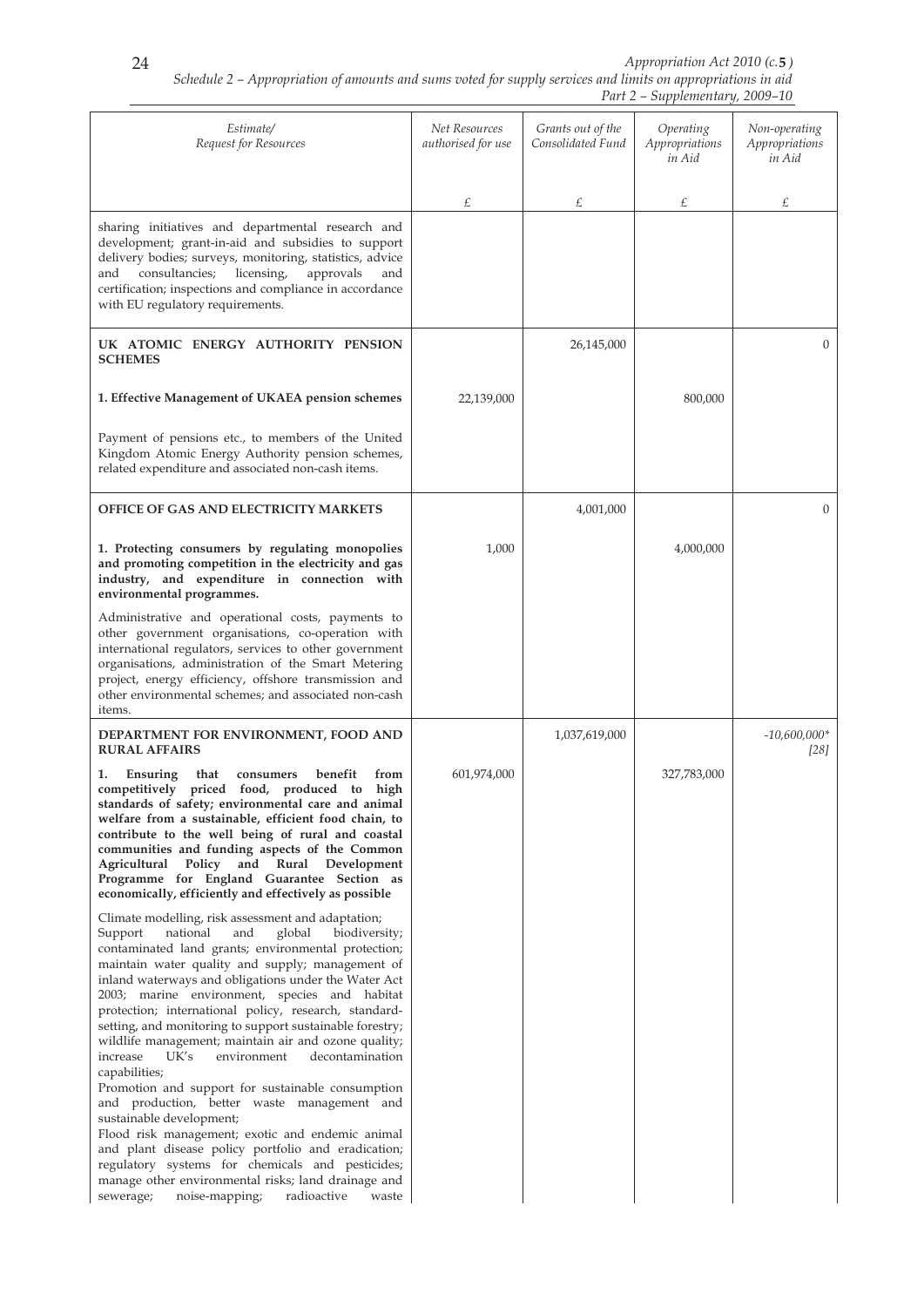| Estimate/ Request for Resources | Net Resources authorised for use | Grants out of the Consolidated Fund | Operating Appropriations in Aid | Non-operating Appropriations in Aid |
|---|---|---|---|---|
| | £ | £ | £ | £ |
| sharing initiatives and departmental research and development; grant-in-aid and subsidies to support delivery bodies; surveys, monitoring, statistics, advice and consultancies; licensing, approvals and certification; inspections and compliance in accordance with EU regulatory requirements. | | | | |
| **UK ATOMIC ENERGY AUTHORITY PENSION SCHEMES** | | 26,145,000 | | 0 |
| **1. Effective Management of UKAEA pension schemes** | 22,139,000 | | 800,000 | |
| Payment of pensions etc., to members of the United Kingdom Atomic Energy Authority pension schemes, related expenditure and associated non-cash items. | | | | |
| **OFFICE OF GAS AND ELECTRICITY MARKETS** | | 4,001,000 | | 0 |
| **1. Protecting consumers by regulating monopolies and promoting competition in the electricity and gas industry, and expenditure in connection with environmental programmes.** | 1,000 | | 4,000,000 | |
| Administrative and operational costs, payments to other government organisations, co-operation with international regulators, services to other government organisations, administration of the Smart Metering project, energy efficiency, offshore transmission and other environmental schemes; and associated non-cash items. | | | | |
| **DEPARTMENT FOR ENVIRONMENT, FOOD AND RURAL AFFAIRS** | | 1,037,619,000 | | -10,600,000* [28] |
| **1. Ensuring that consumers benefit from competitively priced food, produced to high standards of safety; environmental care and animal welfare from a sustainable, efficient food chain, to contribute to the well being of rural and coastal communities and funding aspects of the Common Agricultural Policy and Rural Development Programme for England Guarantee Section as economically, efficiently and effectively as possible** | 601,974,000 | | 327,783,000 | |
| Climate modelling, risk assessment and adaptation; Support national and global biodiversity; contaminated land grants; environmental protection; maintain water quality and supply; management of inland waterways and obligations under the Water Act 2003; marine environment, species and habitat protection; international policy, research, standard-setting, and monitoring to support sustainable forestry; wildlife management; maintain air and ozone quality; increase UK's environment decontamination capabilities; Promotion and support for sustainable consumption and production, better waste management and sustainable development; Flood risk management; exotic and endemic animal and plant disease policy portfolio and eradication; regulatory systems for chemicals and pesticides; manage other environmental risks; land drainage and sewerage; noise-mapping; radioactive waste | | | | |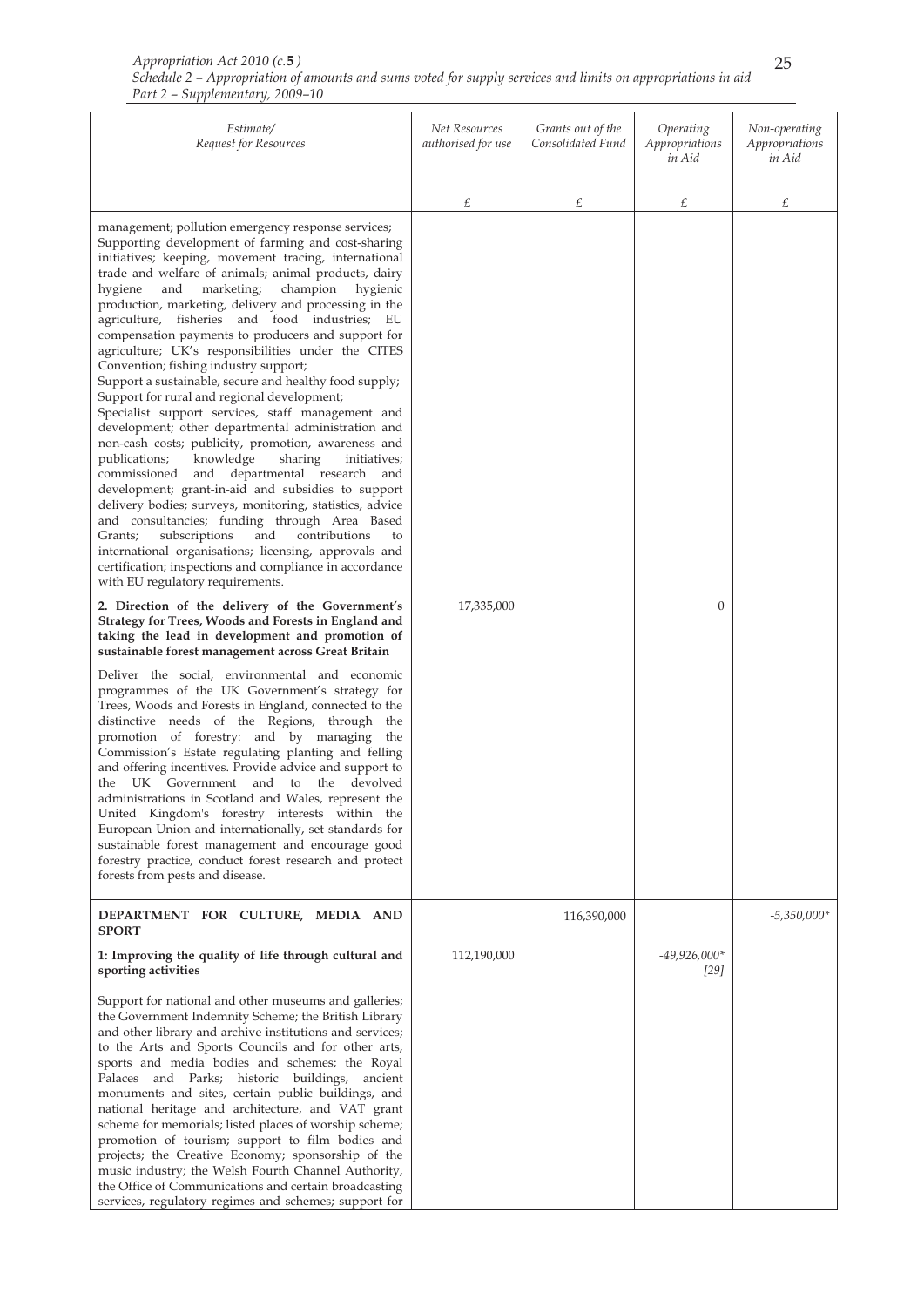| Estimate/ Request for Resources | Net Resources authorised for use | Grants out of the Consolidated Fund | Operating Appropriations in Aid | Non-operating Appropriations in Aid |
|---|---|---|---|---|
| | £ | £ | £ | £ |
| management; pollution emergency response services; Supporting development of farming and cost-sharing initiatives; keeping, movement tracing, international trade and welfare of animals; animal products, dairy hygiene and marketing; champion hygienic production, marketing, delivery and processing in the agriculture, fisheries and food industries; EU compensation payments to producers and support for agriculture; UK's responsibilities under the CITES Convention; fishing industry support; Support a sustainable, secure and healthy food supply; Support for rural and regional development; Specialist support services, staff management and development; other departmental administration and non-cash costs; publicity, promotion, awareness and publications; knowledge sharing initiatives; commissioned and departmental research and development; grant-in-aid and subsidies to support delivery bodies; surveys, monitoring, statistics, advice and consultancies; funding through Area Based Grants; subscriptions and contributions to international organisations; licensing, approvals and certification; inspections and compliance in accordance with EU regulatory requirements. | | | | |
| **2. Direction of the delivery of the Government's Strategy for Trees, Woods and Forests in England and taking the lead in development and promotion of sustainable forest management across Great Britain** | 17,335,000 | | 0 | |
| Deliver the social, environmental and economic programmes of the UK Government's strategy for Trees, Woods and Forests in England, connected to the distinctive needs of the Regions, through the promotion of forestry: and by managing the Commission's Estate regulating planting and felling and offering incentives. Provide advice and support to the UK Government and to the devolved administrations in Scotland and Wales, represent the United Kingdom's forestry interests within the European Union and internationally, set standards for sustainable forest management and encourage good forestry practice, conduct forest research and protect forests from pests and disease. | | | | |
| **DEPARTMENT FOR CULTURE, MEDIA AND SPORT** | | 116,390,000 | | *-5,350,000** |
| **1: Improving the quality of life through cultural and sporting activities** | 112,190,000 | | *-49,926,000** *[29]* | |
| Support for national and other museums and galleries; the Government Indemnity Scheme; the British Library and other library and archive institutions and services; to the Arts and Sports Councils and for other arts, sports and media bodies and schemes; the Royal Palaces and Parks; historic buildings, ancient monuments and sites, certain public buildings, and national heritage and architecture, and VAT grant scheme for memorials; listed places of worship scheme; promotion of tourism; support to film bodies and projects; the Creative Economy; sponsorship of the music industry; the Welsh Fourth Channel Authority, the Office of Communications and certain broadcasting services, regulatory regimes and schemes; support for | | | | |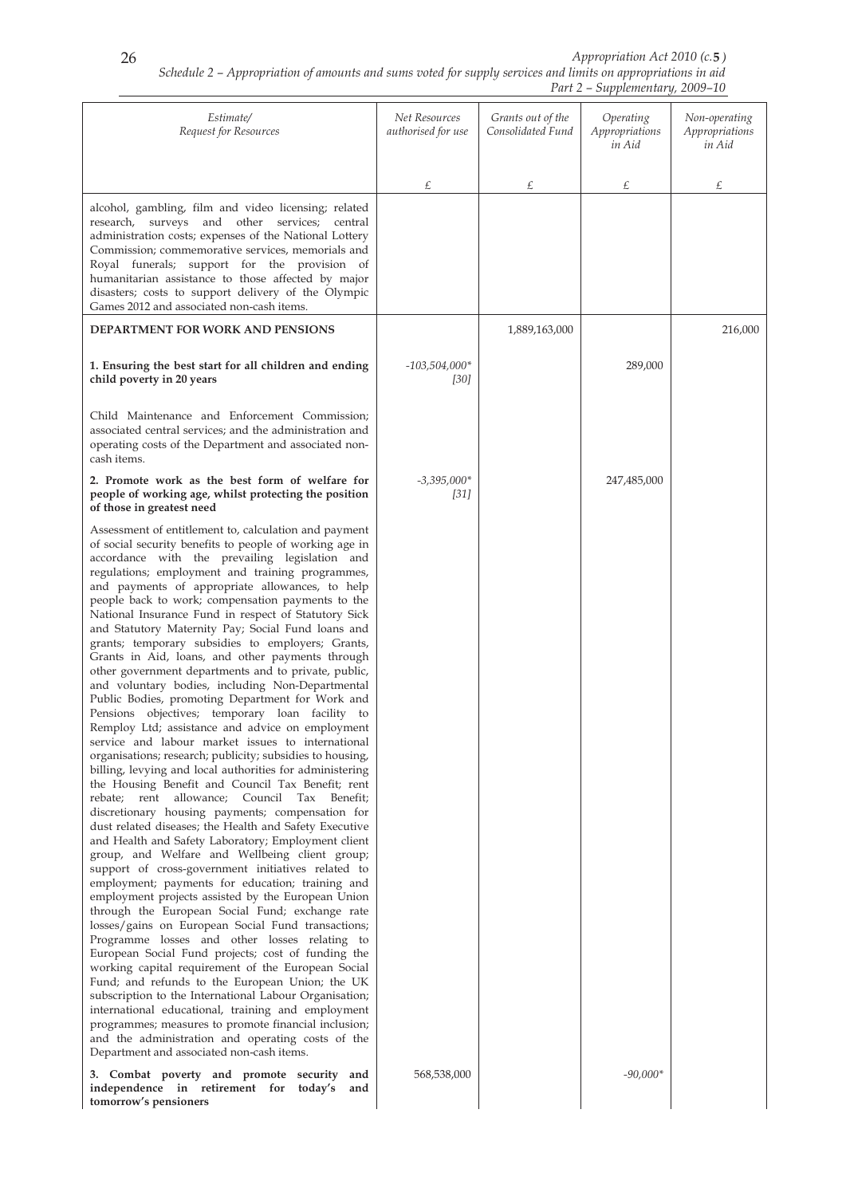| Estimate/ Request for Resources | Net Resources authorised for use | Grants out of the Consolidated Fund | Operating Appropriations in Aid | Non-operating Appropriations in Aid |
|---|---|---|---|---|
| | £ | £ | £ | £ |
| alcohol, gambling, film and video licensing; related research, surveys and other services; central administration costs; expenses of the National Lottery Commission; commemorative services, memorials and Royal funerals; support for the provision of humanitarian assistance to those affected by major disasters; costs to support delivery of the Olympic Games 2012 and associated non-cash items. | | | | |
| **DEPARTMENT FOR WORK AND PENSIONS** | | 1,889,163,000 | | 216,000 |
| **1. Ensuring the best start for all children and ending child poverty in 20 years** | *-103,504,000\** *[30]* | | 289,000 | |
| Child Maintenance and Enforcement Commission; associated central services; and the administration and operating costs of the Department and associated non-cash items. | | | | |
| **2. Promote work as the best form of welfare for people of working age, whilst protecting the position of those in greatest need** | *-3,395,000\** *[31]* | | 247,485,000 | |
| Assessment of entitlement to, calculation and payment of social security benefits to people of working age in accordance with the prevailing legislation and regulations; employment and training programmes, and payments of appropriate allowances, to help people back to work; compensation payments to the National Insurance Fund in respect of Statutory Sick and Statutory Maternity Pay; Social Fund loans and grants; temporary subsidies to employers; Grants, Grants in Aid, loans, and other payments through other government departments and to private, public, and voluntary bodies, including Non-Departmental Public Bodies, promoting Department for Work and Pensions objectives; temporary loan facility to Remploy Ltd; assistance and advice on employment service and labour market issues to international organisations; research; publicity; subsidies to housing, billing, levying and local authorities for administering the Housing Benefit and Council Tax Benefit; rent rebate; rent allowance; Council Tax Benefit; discretionary housing payments; compensation for dust related diseases; the Health and Safety Executive and Health and Safety Laboratory; Employment client group, and Welfare and Wellbeing client group; support of cross-government initiatives related to employment; payments for education; training and employment projects assisted by the European Union through the European Social Fund; exchange rate losses/gains on European Social Fund transactions; Programme losses and other losses relating to European Social Fund projects; cost of funding the working capital requirement of the European Social Fund; and refunds to the European Union; the UK subscription to the International Labour Organisation; international educational, training and employment programmes; measures to promote financial inclusion; and the administration and operating costs of the Department and associated non-cash items. | | | | |
| **3. Combat poverty and promote security and independence in retirement for today's and tomorrow's pensioners** | 568,538,000 | | *-90,000\** | |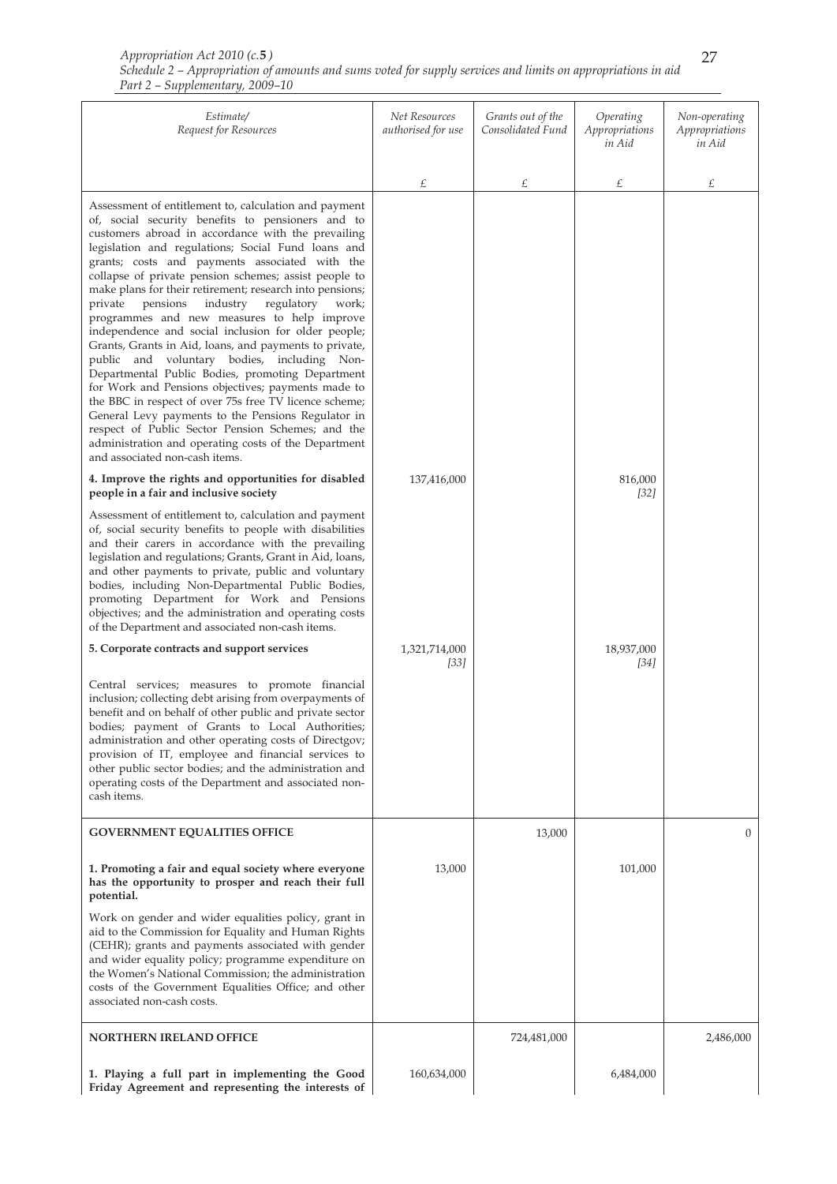| Estimate/ Request for Resources | Net Resources authorised for use | Grants out of the Consolidated Fund | Operating Appropriations in Aid | Non-operating Appropriations in Aid |
|---|---|---|---|---|
| | £ | £ | £ | £ |
| Assessment of entitlement to, calculation and payment of, social security benefits to pensioners and to customers abroad in accordance with the prevailing legislation and regulations; Social Fund loans and grants; costs and payments associated with the collapse of private pension schemes; assist people to make plans for their retirement; research into pensions; private pensions industry regulatory work; programmes and new measures to help improve independence and social inclusion for older people; Grants, Grants in Aid, loans, and payments to private, public and voluntary bodies, including Non-Departmental Public Bodies, promoting Department for Work and Pensions objectives; payments made to the BBC in respect of over 75s free TV licence scheme; General Levy payments to the Pensions Regulator in respect of Public Sector Pension Schemes; and the administration and operating costs of the Department and associated non-cash items. | | | | |
| **4. Improve the rights and opportunities for disabled people in a fair and inclusive society** | 137,416,000 | | 816,000 [32] | |
| Assessment of entitlement to, calculation and payment of, social security benefits to people with disabilities and their carers in accordance with the prevailing legislation and regulations; Grants, Grant in Aid, loans, and other payments to private, public and voluntary bodies, including Non-Departmental Public Bodies, promoting Department for Work and Pensions objectives; and the administration and operating costs of the Department and associated non-cash items. | | | | |
| **5. Corporate contracts and support services** | 1,321,714,000 [33] | | 18,937,000 [34] | |
| Central services; measures to promote financial inclusion; collecting debt arising from overpayments of benefit and on behalf of other public and private sector bodies; payment of Grants to Local Authorities; administration and other operating costs of Directgov; provision of IT, employee and financial services to other public sector bodies; and the administration and operating costs of the Department and associated non-cash items. | | | | |
| **GOVERNMENT EQUALITIES OFFICE** | | 13,000 | | 0 |
| **1. Promoting a fair and equal society where everyone has the opportunity to prosper and reach their full potential.** | 13,000 | | 101,000 | |
| Work on gender and wider equalities policy, grant in aid to the Commission for Equality and Human Rights (CEHR); grants and payments associated with gender and wider equality policy; programme expenditure on the Women's National Commission; the administration costs of the Government Equalities Office; and other associated non-cash costs. | | | | |
| **NORTHERN IRELAND OFFICE** | | 724,481,000 | | 2,486,000 |
| **1. Playing a full part in implementing the Good Friday Agreement and representing the interests of** | 160,634,000 | | 6,484,000 | |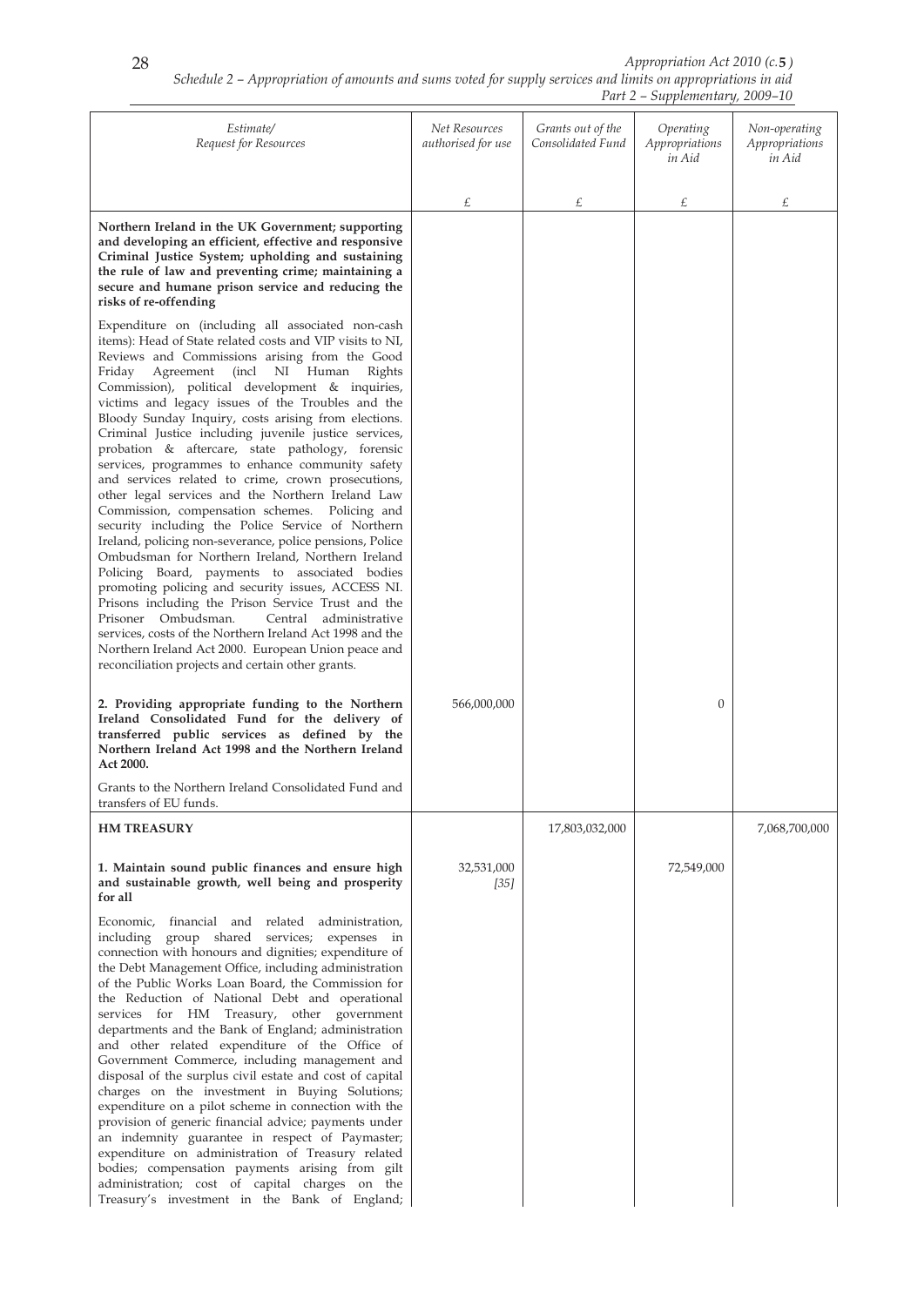| Estimate/ Request for Resources | Net Resources authorised for use | Grants out of the Consolidated Fund | Operating Appropriations in Aid | Non-operating Appropriations in Aid |
|---|---|---|---|---|
| | £ | £ | £ | £ |
| **Northern Ireland in the UK Government; supporting and developing an efficient, effective and responsive Criminal Justice System; upholding and sustaining the rule of law and preventing crime; maintaining a secure and humane prison service and reducing the risks of re-offending** | | | | |
| Expenditure on (including all associated non-cash items): Head of State related costs and VIP visits to NI, Reviews and Commissions arising from the Good Friday Agreement (incl NI Human Rights Commission), political development & inquiries, victims and legacy issues of the Troubles and the Bloody Sunday Inquiry, costs arising from elections. Criminal Justice including juvenile justice services, probation & aftercare, state pathology, forensic services, programmes to enhance community safety and services related to crime, crown prosecutions, other legal services and the Northern Ireland Law Commission, compensation schemes. Policing and security including the Police Service of Northern Ireland, policing non-severance, police pensions, Police Ombudsman for Northern Ireland, Northern Ireland Policing Board, payments to associated bodies promoting policing and security issues, ACCESS NI. Prisons including the Prison Service Trust and the Prisoner Ombudsman. Central administrative services, costs of the Northern Ireland Act 1998 and the Northern Ireland Act 2000. European Union peace and reconciliation projects and certain other grants. | | | | |
| **2. Providing appropriate funding to the Northern Ireland Consolidated Fund for the delivery of transferred public services as defined by the Northern Ireland Act 1998 and the Northern Ireland Act 2000.** | 566,000,000 | | 0 | |
| Grants to the Northern Ireland Consolidated Fund and transfers of EU funds. | | | | |
| **HM TREASURY** | | 17,803,032,000 | | 7,068,700,000 |
| **1. Maintain sound public finances and ensure high and sustainable growth, well being and prosperity for all** | 32,531,000 *[35]* | | 72,549,000 | |
| Economic, financial and related administration, including group shared services; expenses in connection with honours and dignities; expenditure of the Debt Management Office, including administration of the Public Works Loan Board, the Commission for the Reduction of National Debt and operational services for HM Treasury, other government departments and the Bank of England; administration and other related expenditure of the Office of Government Commerce, including management and disposal of the surplus civil estate and cost of capital charges on the investment in Buying Solutions; expenditure on a pilot scheme in connection with the provision of generic financial advice; payments under an indemnity guarantee in respect of Paymaster; expenditure on administration of Treasury related bodies; compensation payments arising from gilt administration; cost of capital charges on the Treasury's investment in the Bank of England; | | | | |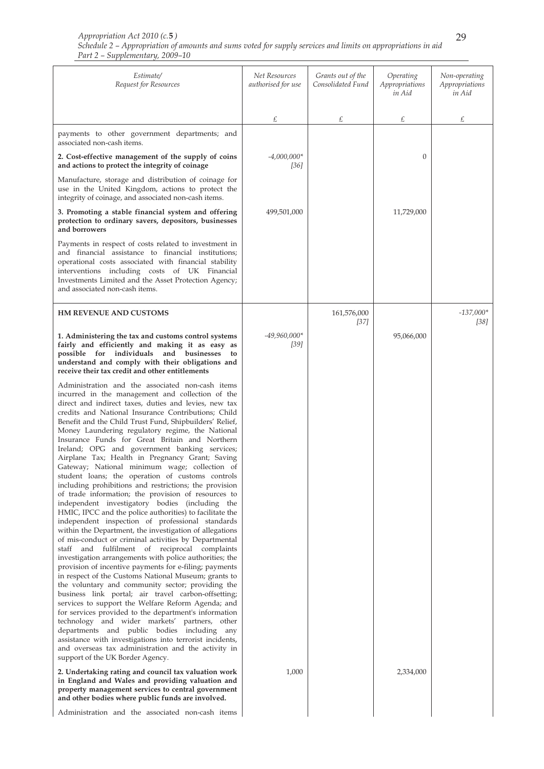| Estimate/ Request for Resources | Net Resources authorised for use | Grants out of the Consolidated Fund | Operating Appropriations in Aid | Non-operating Appropriations in Aid |
|---|---|---|---|---|
| | £ | £ | £ | £ |
| payments to other government departments; and associated non-cash items. | | | | |
| **2. Cost-effective management of the supply of coins and actions to protect the integrity of coinage** | *-4,000,000** *[36]* | | 0 | |
| Manufacture, storage and distribution of coinage for use in the United Kingdom, actions to protect the integrity of coinage, and associated non-cash items. | | | | |
| **3. Promoting a stable financial system and offering protection to ordinary savers, depositors, businesses and borrowers** | 499,501,000 | | 11,729,000 | |
| Payments in respect of costs related to investment in and financial assistance to financial institutions; operational costs associated with financial stability interventions including costs of UK Financial Investments Limited and the Asset Protection Agency; and associated non-cash items. | | | | |
| **HM REVENUE AND CUSTOMS** | | 161,576,000 *[37]* | | *-137,000** *[38]* |
| **1. Administering the tax and customs control systems fairly and efficiently and making it as easy as possible for individuals and businesses to understand and comply with their obligations and receive their tax credit and other entitlements** | *-49,960,000** *[39]* | | 95,066,000 | |
| Administration and the associated non-cash items incurred in the management and collection of the direct and indirect taxes, duties and levies, new tax credits and National Insurance Contributions; Child Benefit and the Child Trust Fund, Shipbuilders' Relief, Money Laundering regulatory regime, the National Insurance Funds for Great Britain and Northern Ireland; OPG and government banking services; Airplane Tax; Health in Pregnancy Grant; Saving Gateway; National minimum wage; collection of student loans; the operation of customs controls including prohibitions and restrictions; the provision of trade information; the provision of resources to independent investigatory bodies (including the HMIC, IPCC and the police authorities) to facilitate the independent inspection of professional standards within the Department, the investigation of allegations of mis-conduct or criminal activities by Departmental staff and fulfilment of reciprocal complaints investigation arrangements with police authorities; the provision of incentive payments for e-filing; payments in respect of the Customs National Museum; grants to the voluntary and community sector; providing the business link portal; air travel carbon-offsetting; services to support the Welfare Reform Agenda; and for services provided to the department's information technology and wider markets' partners, other departments and public bodies including any assistance with investigations into terrorist incidents, and overseas tax administration and the activity in support of the UK Border Agency. | | | | |
| **2. Undertaking rating and council tax valuation work in England and Wales and providing valuation and property management services to central government and other bodies where public funds are involved.** | 1,000 | | 2,334,000 | |
| Administration and the associated non-cash items | | | | |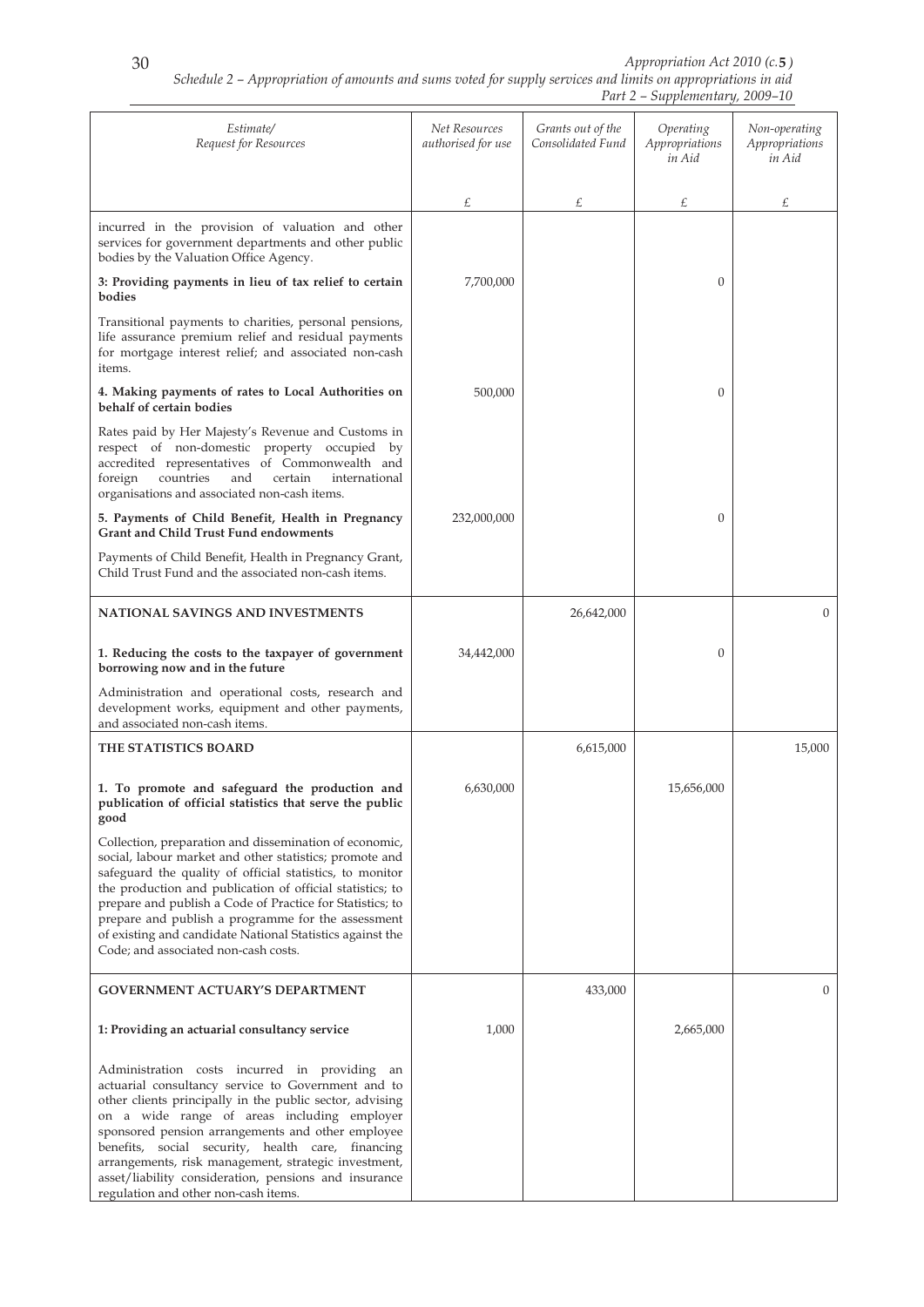| Estimate/ Request for Resources | Net Resources authorised for use | Grants out of the Consolidated Fund | Operating Appropriations in Aid | Non-operating Appropriations in Aid |
|---|---|---|---|---|
| | £ | £ | £ | £ |
| incurred in the provision of valuation and other services for government departments and other public bodies by the Valuation Office Agency. | | | | |
| **3: Providing payments in lieu of tax relief to certain bodies** | 7,700,000 | | 0 | |
| Transitional payments to charities, personal pensions, life assurance premium relief and residual payments for mortgage interest relief; and associated non-cash items. | | | | |
| **4. Making payments of rates to Local Authorities on behalf of certain bodies** | 500,000 | | 0 | |
| Rates paid by Her Majesty's Revenue and Customs in respect of non-domestic property occupied by accredited representatives of Commonwealth and foreign countries and certain international organisations and associated non-cash items. | | | | |
| **5. Payments of Child Benefit, Health in Pregnancy Grant and Child Trust Fund endowments** | 232,000,000 | | 0 | |
| Payments of Child Benefit, Health in Pregnancy Grant, Child Trust Fund and the associated non-cash items. | | | | |
| **NATIONAL SAVINGS AND INVESTMENTS** | | 26,642,000 | | 0 |
| **1. Reducing the costs to the taxpayer of government borrowing now and in the future** | 34,442,000 | | 0 | |
| Administration and operational costs, research and development works, equipment and other payments, and associated non-cash items. | | | | |
| **THE STATISTICS BOARD** | | 6,615,000 | | 15,000 |
| **1. To promote and safeguard the production and publication of official statistics that serve the public good** | 6,630,000 | | 15,656,000 | |
| Collection, preparation and dissemination of economic, social, labour market and other statistics; promote and safeguard the quality of official statistics, to monitor the production and publication of official statistics; to prepare and publish a Code of Practice for Statistics; to prepare and publish a programme for the assessment of existing and candidate National Statistics against the Code; and associated non-cash costs. | | | | |
| **GOVERNMENT ACTUARY'S DEPARTMENT** | | 433,000 | | 0 |
| **1: Providing an actuarial consultancy service** | 1,000 | | 2,665,000 | |
| Administration costs incurred in providing an actuarial consultancy service to Government and to other clients principally in the public sector, advising on a wide range of areas including employer sponsored pension arrangements and other employee benefits, social security, health care, financing arrangements, risk management, strategic investment, asset/liability consideration, pensions and insurance regulation and other non-cash items. | | | | |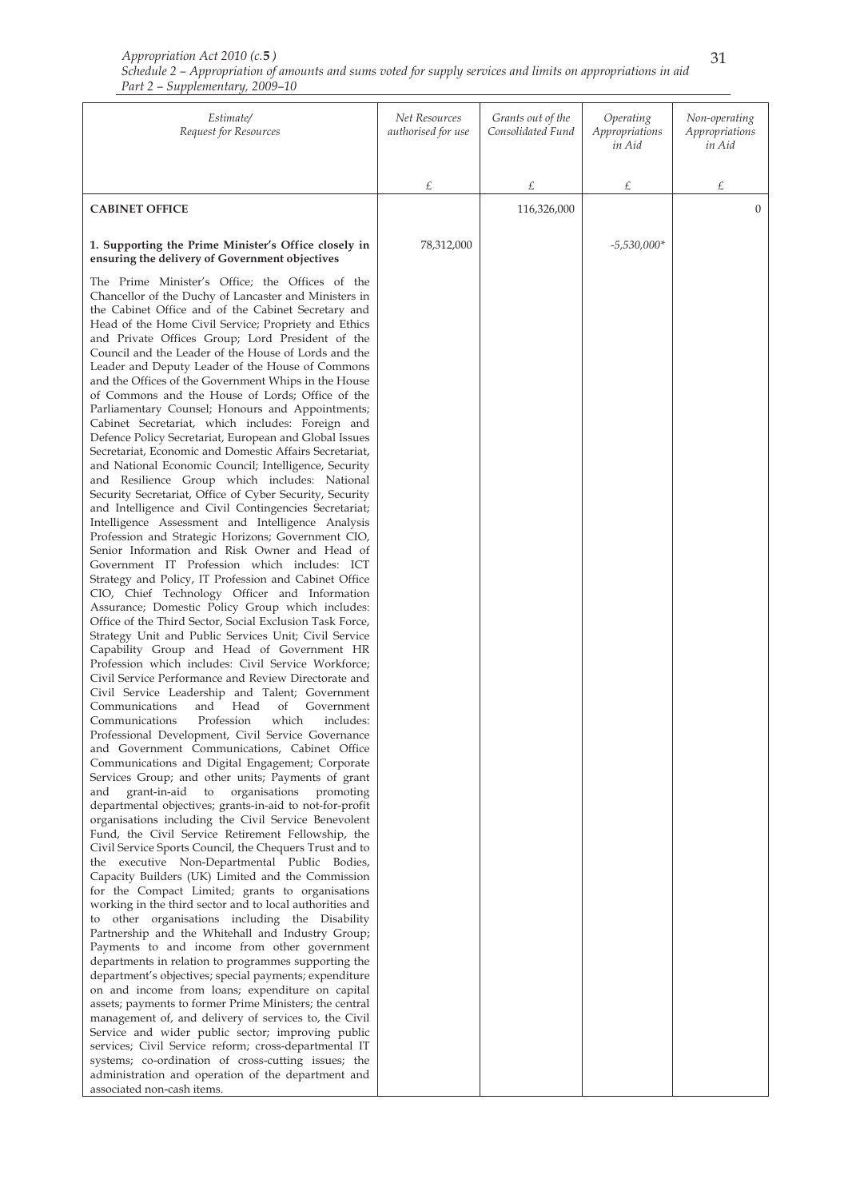| *Estimate/ Request for Resources* | *Net Resources authorised for use* | *Grants out of the Consolidated Fund* | *Operating Appropriations in Aid* | *Non-operating Appropriations in Aid* |
|---|---|---|---|---|
| | £ | £ | £ | £ |
| **CABINET OFFICE** | | 116,326,000 | | 0 |
| **1. Supporting the Prime Minister's Office closely in ensuring the delivery of Government objectives** | 78,312,000 | | *-5,530,000\** | |
| The Prime Minister's Office; the Offices of the Chancellor of the Duchy of Lancaster and Ministers in the Cabinet Office and of the Cabinet Secretary and Head of the Home Civil Service; Propriety and Ethics and Private Offices Group; Lord President of the Council and the Leader of the House of Lords and the Leader and Deputy Leader of the House of Commons and the Offices of the Government Whips in the House of Commons and the House of Lords; Office of the Parliamentary Counsel; Honours and Appointments; Cabinet Secretariat, which includes: Foreign and Defence Policy Secretariat, European and Global Issues Secretariat, Economic and Domestic Affairs Secretariat, and National Economic Council; Intelligence, Security and Resilience Group which includes: National Security Secretariat, Office of Cyber Security, Security and Intelligence and Civil Contingencies Secretariat; Intelligence Assessment and Intelligence Analysis Profession and Strategic Horizons; Government CIO, Senior Information and Risk Owner and Head of Government IT Profession which includes: ICT Strategy and Policy, IT Profession and Cabinet Office CIO, Chief Technology Officer and Information Assurance; Domestic Policy Group which includes: Office of the Third Sector, Social Exclusion Task Force, Strategy Unit and Public Services Unit; Civil Service Capability Group and Head of Government HR Profession which includes: Civil Service Workforce; Civil Service Performance and Review Directorate and Civil Service Leadership and Talent; Government Communications and Head of Government Communications Profession which includes: Professional Development, Civil Service Governance and Government Communications, Cabinet Office Communications and Digital Engagement; Corporate Services Group; and other units; Payments of grant and grant-in-aid to organisations promoting departmental objectives; grants-in-aid to not-for-profit organisations including the Civil Service Benevolent Fund, the Civil Service Retirement Fellowship, the Civil Service Sports Council, the Chequers Trust and to the executive Non-Departmental Public Bodies, Capacity Builders (UK) Limited and the Commission for the Compact Limited; grants to organisations working in the third sector and to local authorities and to other organisations including the Disability Partnership and the Whitehall and Industry Group; Payments to and income from other government departments in relation to programmes supporting the department's objectives; special payments; expenditure on and income from loans; expenditure on capital assets; payments to former Prime Ministers; the central management of, and delivery of services to, the Civil Service and wider public sector; improving public services; Civil Service reform; cross-departmental IT systems; co-ordination of cross-cutting issues; the administration and operation of the department and associated non-cash items. | | | | |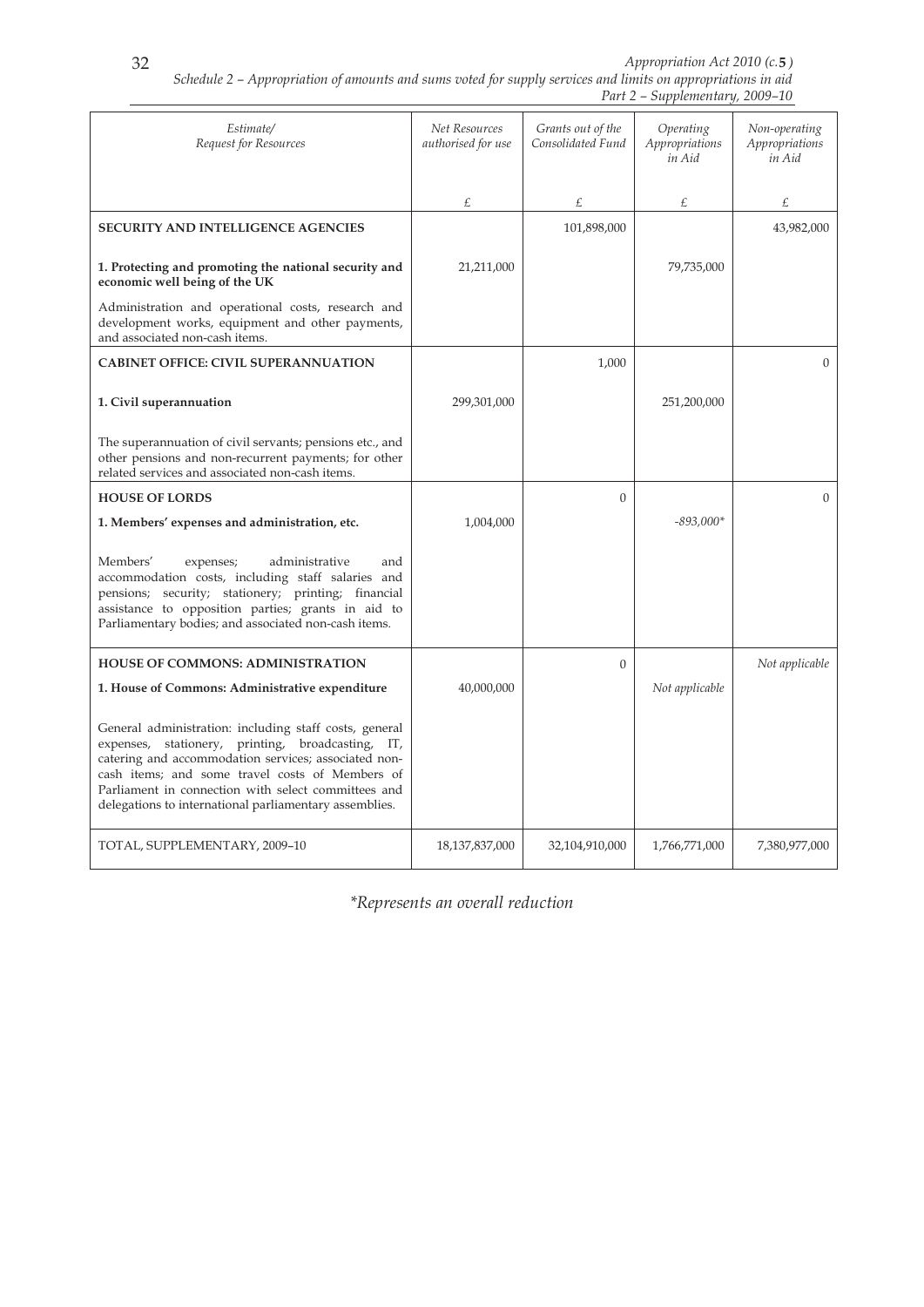| Estimate/ Request for Resources | Net Resources authorised for use | Grants out of the Consolidated Fund | Operating Appropriations in Aid | Non-operating Appropriations in Aid |
|---|---|---|---|---|
| | £ | £ | £ | £ |
| **SECURITY AND INTELLIGENCE AGENCIES** | | 101,898,000 | | 43,982,000 |
| **1. Protecting and promoting the national security and economic well being of the UK** | 21,211,000 | | 79,735,000 | |
| Administration and operational costs, research and development works, equipment and other payments, and associated non-cash items. | | | | |
| **CABINET OFFICE: CIVIL SUPERANNUATION** | | 1,000 | | 0 |
| **1. Civil superannuation** | 299,301,000 | | 251,200,000 | |
| The superannuation of civil servants; pensions etc., and other pensions and non-recurrent payments; for other related services and associated non-cash items. | | | | |
| **HOUSE OF LORDS** | | 0 | | 0 |
| **1. Members' expenses and administration, etc.** | 1,004,000 | | *-893,000** | |
| Members' expenses; administrative and accommodation costs, including staff salaries and pensions; security; stationery; printing; financial assistance to opposition parties; grants in aid to Parliamentary bodies; and associated non-cash items. | | | | |
| **HOUSE OF COMMONS: ADMINISTRATION** | | 0 | | *Not applicable* |
| **1. House of Commons: Administrative expenditure** | 40,000,000 | | *Not applicable* | |
| General administration: including staff costs, general expenses, stationery, printing, broadcasting, IT, catering and accommodation services; associated non-cash items; and some travel costs of Members of Parliament in connection with select committees and delegations to international parliamentary assemblies. | | | | |
| TOTAL, SUPPLEMENTARY, 2009–10 | 18,137,837,000 | 32,104,910,000 | 1,766,771,000 | 7,380,977,000 |

*\*Represents an overall reduction*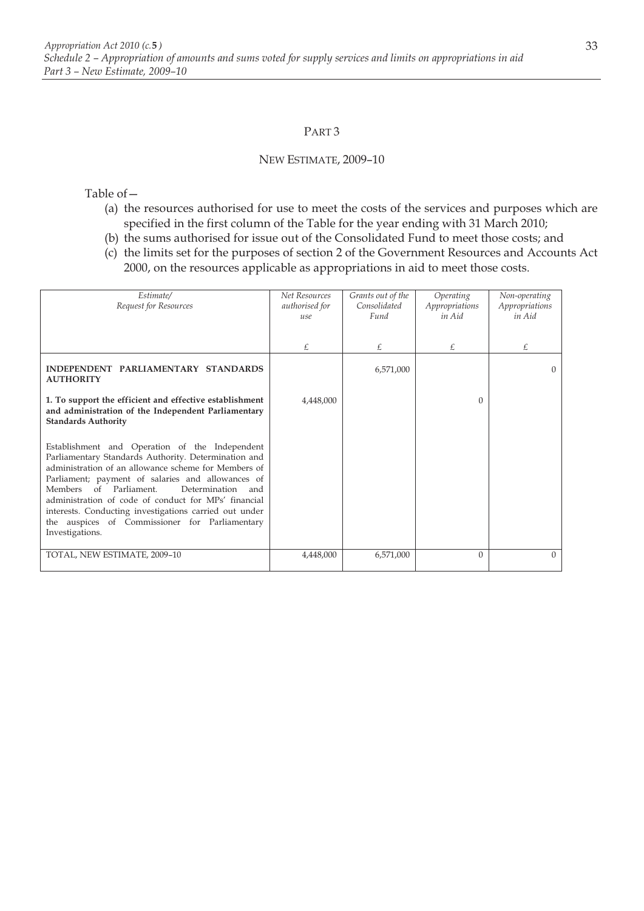PART 3

NEW ESTIMATE, 2009–10

Table of—

(a) the resources authorised for use to meet the costs of the services and purposes which are specified in the first column of the Table for the year ending with 31 March 2010;

(b) the sums authorised for issue out of the Consolidated Fund to meet those costs; and

(c) the limits set for the purposes of section 2 of the Government Resources and Accounts Act 2000, on the resources applicable as appropriations in aid to meet those costs.

| *Estimate/ Request for Resources* | *Net Resources authorised for use* | *Grants out of the Consolidated Fund* | *Operating Appropriations in Aid* | *Non-operating Appropriations in Aid* |
|---|---|---|---|---|
| | £ | £ | £ | £ |
| **INDEPENDENT PARLIAMENTARY STANDARDS AUTHORITY** | | 6,571,000 | | 0 |
| **1. To support the efficient and effective establishment and administration of the Independent Parliamentary Standards Authority** | 4,448,000 | | 0 | |
| Establishment and Operation of the Independent Parliamentary Standards Authority. Determination and administration of an allowance scheme for Members of Parliament; payment of salaries and allowances of Members of Parliament. Determination and administration of code of conduct for MPs' financial interests. Conducting investigations carried out under the auspices of Commissioner for Parliamentary Investigations. | | | | |
| TOTAL, NEW ESTIMATE, 2009–10 | 4,448,000 | 6,571,000 | 0 | 0 |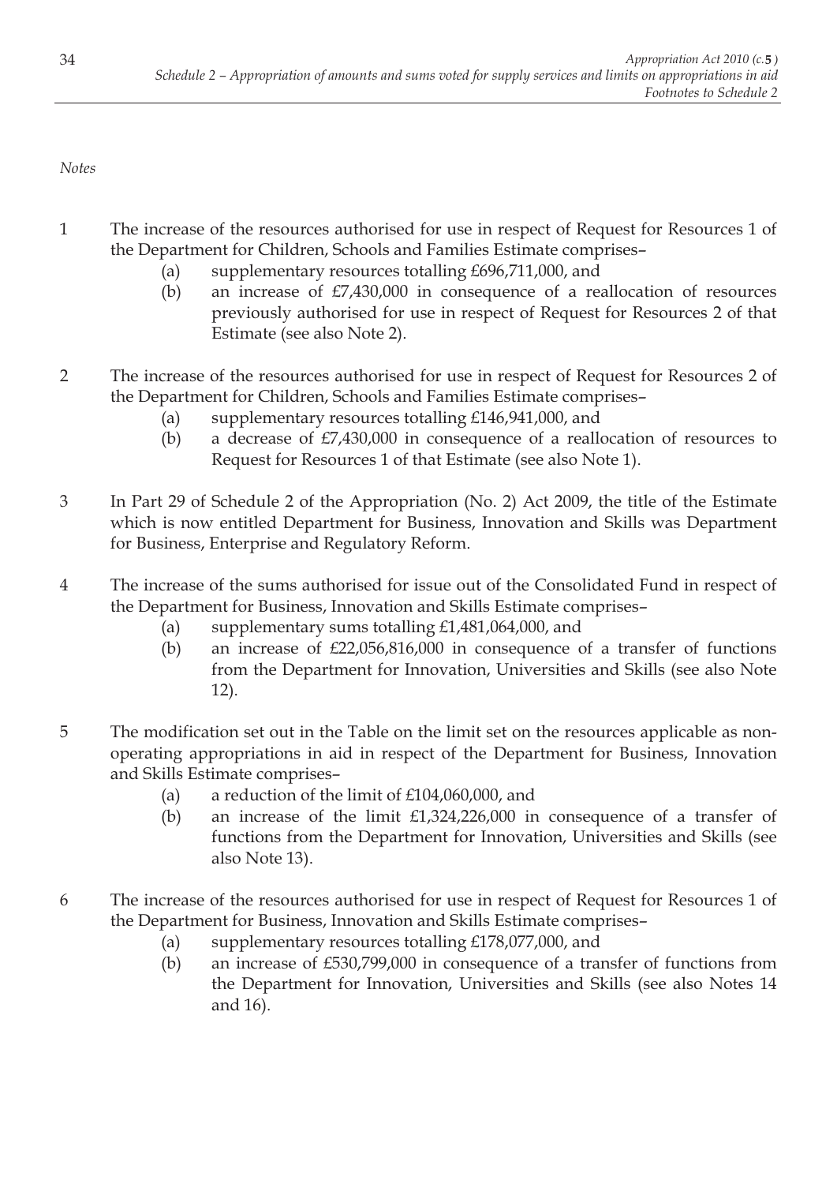*Notes*

1 The increase of the resources authorised for use in respect of Request for Resources 1 of the Department for Children, Schools and Families Estimate comprises–

   (a) supplementary resources totalling £696,711,000, and

   (b) an increase of £7,430,000 in consequence of a reallocation of resources previously authorised for use in respect of Request for Resources 2 of that Estimate (see also Note 2).

2 The increase of the resources authorised for use in respect of Request for Resources 2 of the Department for Children, Schools and Families Estimate comprises–

   (a) supplementary resources totalling £146,941,000, and

   (b) a decrease of £7,430,000 in consequence of a reallocation of resources to Request for Resources 1 of that Estimate (see also Note 1).

3 In Part 29 of Schedule 2 of the Appropriation (No. 2) Act 2009, the title of the Estimate which is now entitled Department for Business, Innovation and Skills was Department for Business, Enterprise and Regulatory Reform.

4 The increase of the sums authorised for issue out of the Consolidated Fund in respect of the Department for Business, Innovation and Skills Estimate comprises–

   (a) supplementary sums totalling £1,481,064,000, and

   (b) an increase of £22,056,816,000 in consequence of a transfer of functions from the Department for Innovation, Universities and Skills (see also Note 12).

5 The modification set out in the Table on the limit set on the resources applicable as non-operating appropriations in aid in respect of the Department for Business, Innovation and Skills Estimate comprises–

   (a) a reduction of the limit of £104,060,000, and

   (b) an increase of the limit £1,324,226,000 in consequence of a transfer of functions from the Department for Innovation, Universities and Skills (see also Note 13).

6 The increase of the resources authorised for use in respect of Request for Resources 1 of the Department for Business, Innovation and Skills Estimate comprises–

   (a) supplementary resources totalling £178,077,000, and

   (b) an increase of £530,799,000 in consequence of a transfer of functions from the Department for Innovation, Universities and Skills (see also Notes 14 and 16).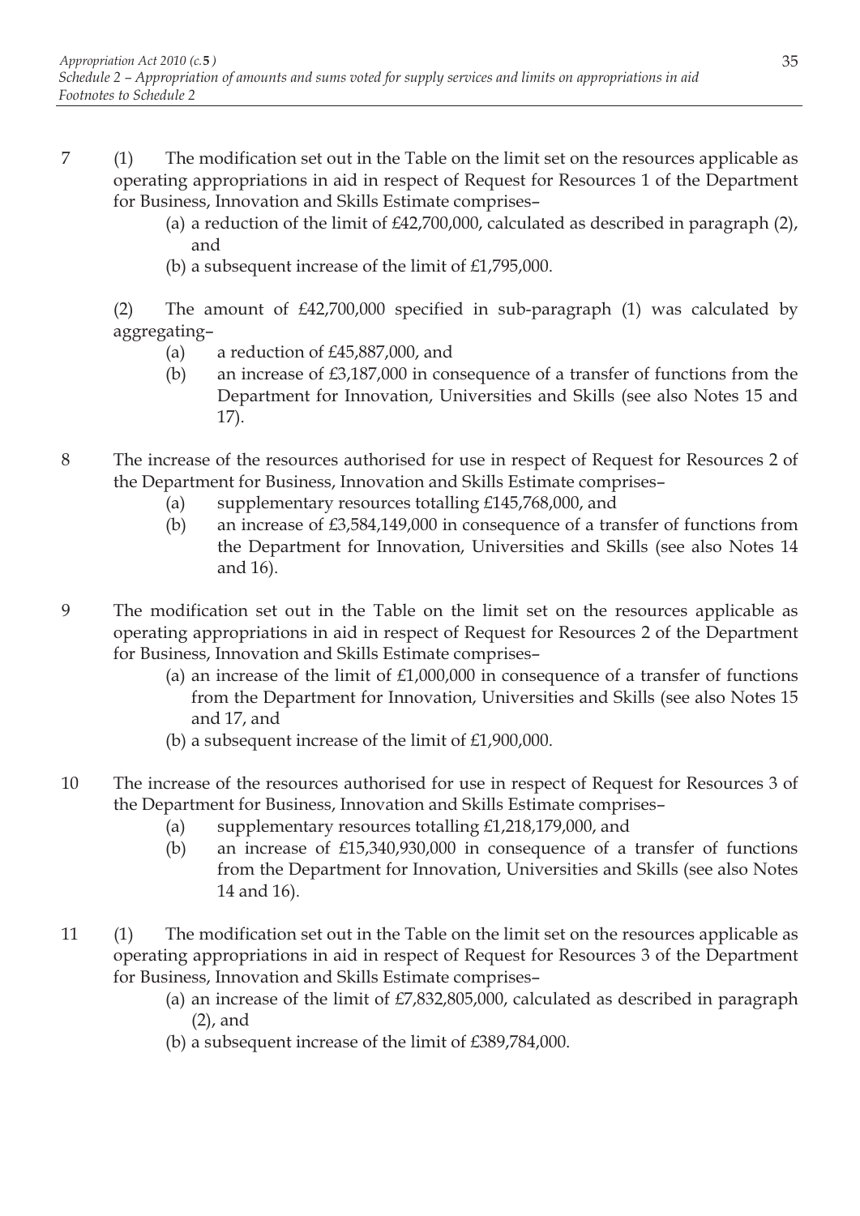7 (1) The modification set out in the Table on the limit set on the resources applicable as operating appropriations in aid in respect of Request for Resources 1 of the Department for Business, Innovation and Skills Estimate comprises–

(a) a reduction of the limit of £42,700,000, calculated as described in paragraph (2), and

(b) a subsequent increase of the limit of £1,795,000.

(2) The amount of £42,700,000 specified in sub-paragraph (1) was calculated by aggregating–

(a) a reduction of £45,887,000, and

(b) an increase of £3,187,000 in consequence of a transfer of functions from the Department for Innovation, Universities and Skills (see also Notes 15 and 17).

8 The increase of the resources authorised for use in respect of Request for Resources 2 of the Department for Business, Innovation and Skills Estimate comprises–

(a) supplementary resources totalling £145,768,000, and

(b) an increase of £3,584,149,000 in consequence of a transfer of functions from the Department for Innovation, Universities and Skills (see also Notes 14 and 16).

9 The modification set out in the Table on the limit set on the resources applicable as operating appropriations in aid in respect of Request for Resources 2 of the Department for Business, Innovation and Skills Estimate comprises–

(a) an increase of the limit of £1,000,000 in consequence of a transfer of functions from the Department for Innovation, Universities and Skills (see also Notes 15 and 17, and

(b) a subsequent increase of the limit of £1,900,000.

10 The increase of the resources authorised for use in respect of Request for Resources 3 of the Department for Business, Innovation and Skills Estimate comprises–

(a) supplementary resources totalling £1,218,179,000, and

(b) an increase of £15,340,930,000 in consequence of a transfer of functions from the Department for Innovation, Universities and Skills (see also Notes 14 and 16).

11 (1) The modification set out in the Table on the limit set on the resources applicable as operating appropriations in aid in respect of Request for Resources 3 of the Department for Business, Innovation and Skills Estimate comprises–

(a) an increase of the limit of £7,832,805,000, calculated as described in paragraph (2), and

(b) a subsequent increase of the limit of £389,784,000.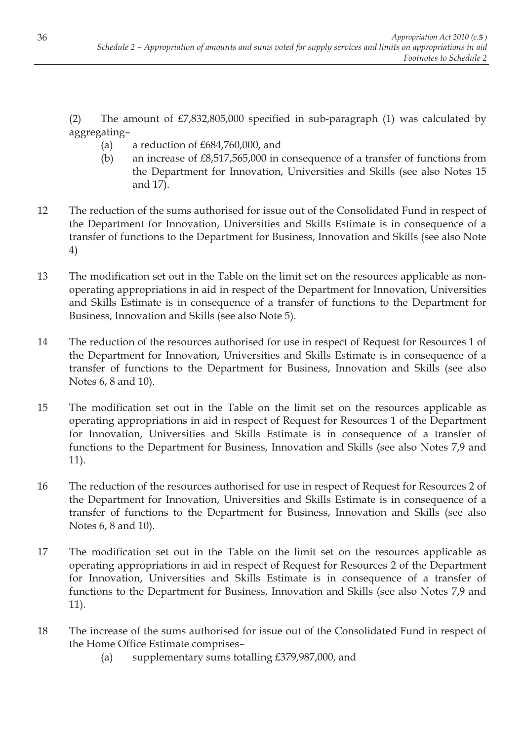(2) The amount of £7,832,805,000 specified in sub-paragraph (1) was calculated by aggregating–

(a) a reduction of £684,760,000, and

(b) an increase of £8,517,565,000 in consequence of a transfer of functions from the Department for Innovation, Universities and Skills (see also Notes 15 and 17).

12 The reduction of the sums authorised for issue out of the Consolidated Fund in respect of the Department for Innovation, Universities and Skills Estimate is in consequence of a transfer of functions to the Department for Business, Innovation and Skills (see also Note 4)

13 The modification set out in the Table on the limit set on the resources applicable as non-operating appropriations in aid in respect of the Department for Innovation, Universities and Skills Estimate is in consequence of a transfer of functions to the Department for Business, Innovation and Skills (see also Note 5).

14 The reduction of the resources authorised for use in respect of Request for Resources 1 of the Department for Innovation, Universities and Skills Estimate is in consequence of a transfer of functions to the Department for Business, Innovation and Skills (see also Notes 6, 8 and 10).

15 The modification set out in the Table on the limit set on the resources applicable as operating appropriations in aid in respect of Request for Resources 1 of the Department for Innovation, Universities and Skills Estimate is in consequence of a transfer of functions to the Department for Business, Innovation and Skills (see also Notes 7,9 and 11).

16 The reduction of the resources authorised for use in respect of Request for Resources 2 of the Department for Innovation, Universities and Skills Estimate is in consequence of a transfer of functions to the Department for Business, Innovation and Skills (see also Notes 6, 8 and 10).

17 The modification set out in the Table on the limit set on the resources applicable as operating appropriations in aid in respect of Request for Resources 2 of the Department for Innovation, Universities and Skills Estimate is in consequence of a transfer of functions to the Department for Business, Innovation and Skills (see also Notes 7,9 and 11).

18 The increase of the sums authorised for issue out of the Consolidated Fund in respect of the Home Office Estimate comprises–

(a) supplementary sums totalling £379,987,000, and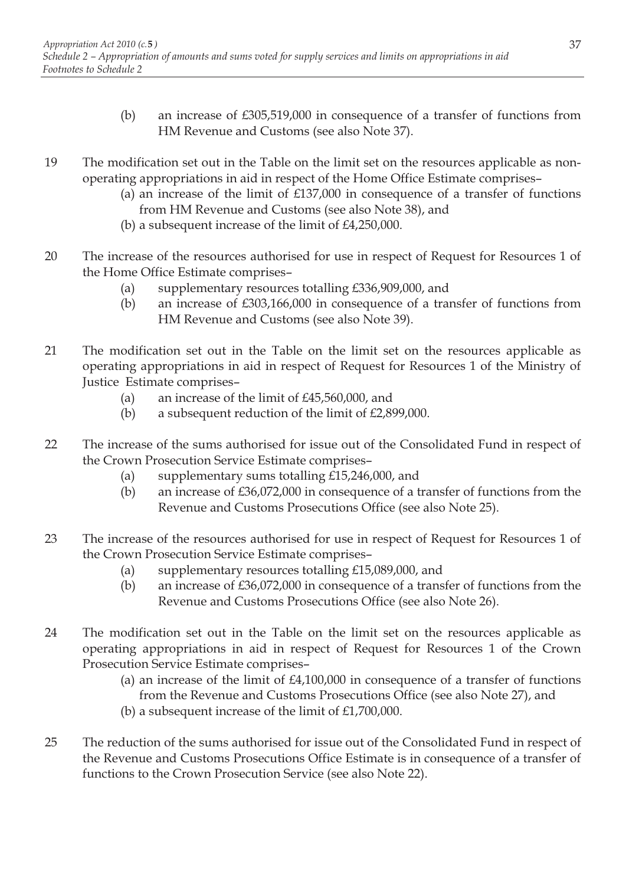(b) an increase of £305,519,000 in consequence of a transfer of functions from HM Revenue and Customs (see also Note 37).

19 The modification set out in the Table on the limit set on the resources applicable as non-operating appropriations in aid in respect of the Home Office Estimate comprises–

(a) an increase of the limit of £137,000 in consequence of a transfer of functions from HM Revenue and Customs (see also Note 38), and

(b) a subsequent increase of the limit of £4,250,000.

20 The increase of the resources authorised for use in respect of Request for Resources 1 of the Home Office Estimate comprises–

(a) supplementary resources totalling £336,909,000, and

(b) an increase of £303,166,000 in consequence of a transfer of functions from HM Revenue and Customs (see also Note 39).

21 The modification set out in the Table on the limit set on the resources applicable as operating appropriations in aid in respect of Request for Resources 1 of the Ministry of Justice Estimate comprises–

(a) an increase of the limit of £45,560,000, and

(b) a subsequent reduction of the limit of £2,899,000.

22 The increase of the sums authorised for issue out of the Consolidated Fund in respect of the Crown Prosecution Service Estimate comprises–

(a) supplementary sums totalling £15,246,000, and

(b) an increase of £36,072,000 in consequence of a transfer of functions from the Revenue and Customs Prosecutions Office (see also Note 25).

23 The increase of the resources authorised for use in respect of Request for Resources 1 of the Crown Prosecution Service Estimate comprises–

(a) supplementary resources totalling £15,089,000, and

(b) an increase of £36,072,000 in consequence of a transfer of functions from the Revenue and Customs Prosecutions Office (see also Note 26).

24 The modification set out in the Table on the limit set on the resources applicable as operating appropriations in aid in respect of Request for Resources 1 of the Crown Prosecution Service Estimate comprises–

(a) an increase of the limit of £4,100,000 in consequence of a transfer of functions from the Revenue and Customs Prosecutions Office (see also Note 27), and

(b) a subsequent increase of the limit of £1,700,000.

25 The reduction of the sums authorised for issue out of the Consolidated Fund in respect of the Revenue and Customs Prosecutions Office Estimate is in consequence of a transfer of functions to the Crown Prosecution Service (see also Note 22).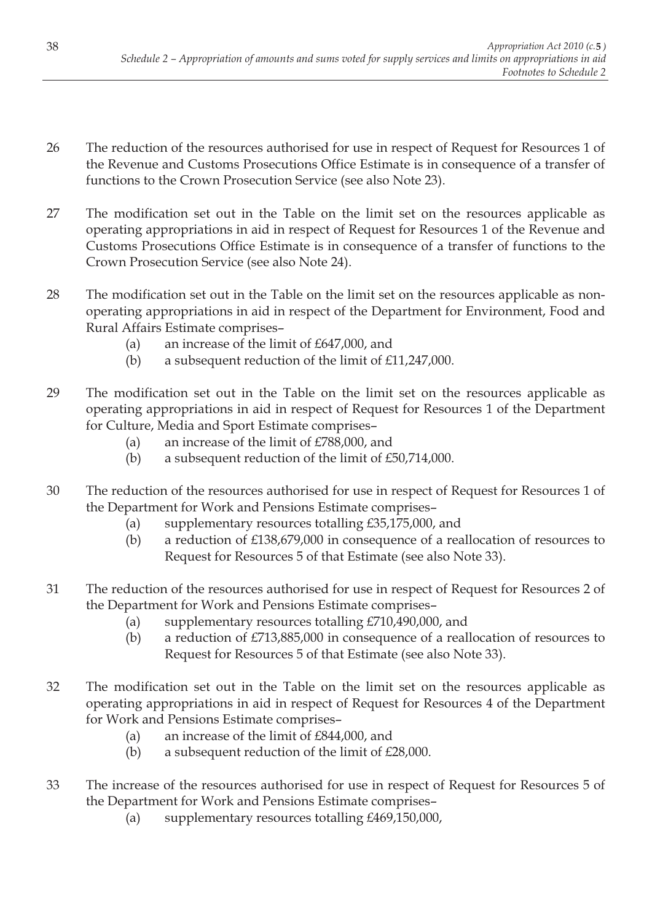26 The reduction of the resources authorised for use in respect of Request for Resources 1 of the Revenue and Customs Prosecutions Office Estimate is in consequence of a transfer of functions to the Crown Prosecution Service (see also Note 23).

27 The modification set out in the Table on the limit set on the resources applicable as operating appropriations in aid in respect of Request for Resources 1 of the Revenue and Customs Prosecutions Office Estimate is in consequence of a transfer of functions to the Crown Prosecution Service (see also Note 24).

28 The modification set out in the Table on the limit set on the resources applicable as non-operating appropriations in aid in respect of the Department for Environment, Food and Rural Affairs Estimate comprises–

- (a) an increase of the limit of £647,000, and
- (b) a subsequent reduction of the limit of £11,247,000.

29 The modification set out in the Table on the limit set on the resources applicable as operating appropriations in aid in respect of Request for Resources 1 of the Department for Culture, Media and Sport Estimate comprises–

- (a) an increase of the limit of £788,000, and
- (b) a subsequent reduction of the limit of £50,714,000.

30 The reduction of the resources authorised for use in respect of Request for Resources 1 of the Department for Work and Pensions Estimate comprises–

- (a) supplementary resources totalling £35,175,000, and
- (b) a reduction of £138,679,000 in consequence of a reallocation of resources to Request for Resources 5 of that Estimate (see also Note 33).

31 The reduction of the resources authorised for use in respect of Request for Resources 2 of the Department for Work and Pensions Estimate comprises–

- (a) supplementary resources totalling £710,490,000, and
- (b) a reduction of £713,885,000 in consequence of a reallocation of resources to Request for Resources 5 of that Estimate (see also Note 33).

32 The modification set out in the Table on the limit set on the resources applicable as operating appropriations in aid in respect of Request for Resources 4 of the Department for Work and Pensions Estimate comprises–

- (a) an increase of the limit of £844,000, and
- (b) a subsequent reduction of the limit of £28,000.

33 The increase of the resources authorised for use in respect of Request for Resources 5 of the Department for Work and Pensions Estimate comprises–

- (a) supplementary resources totalling £469,150,000,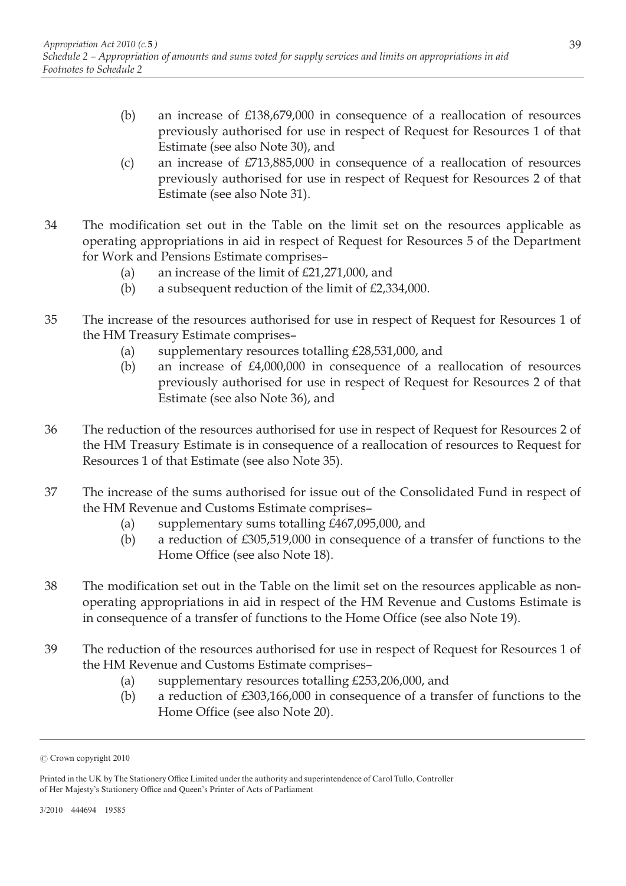(b) an increase of £138,679,000 in consequence of a reallocation of resources previously authorised for use in respect of Request for Resources 1 of that Estimate (see also Note 30), and

(c) an increase of £713,885,000 in consequence of a reallocation of resources previously authorised for use in respect of Request for Resources 2 of that Estimate (see also Note 31).

34 The modification set out in the Table on the limit set on the resources applicable as operating appropriations in aid in respect of Request for Resources 5 of the Department for Work and Pensions Estimate comprises–

(a) an increase of the limit of £21,271,000, and

(b) a subsequent reduction of the limit of £2,334,000.

35 The increase of the resources authorised for use in respect of Request for Resources 1 of the HM Treasury Estimate comprises–

(a) supplementary resources totalling £28,531,000, and

(b) an increase of £4,000,000 in consequence of a reallocation of resources previously authorised for use in respect of Request for Resources 2 of that Estimate (see also Note 36), and

36 The reduction of the resources authorised for use in respect of Request for Resources 2 of the HM Treasury Estimate is in consequence of a reallocation of resources to Request for Resources 1 of that Estimate (see also Note 35).

37 The increase of the sums authorised for issue out of the Consolidated Fund in respect of the HM Revenue and Customs Estimate comprises–

(a) supplementary sums totalling £467,095,000, and

(b) a reduction of £305,519,000 in consequence of a transfer of functions to the Home Office (see also Note 18).

38 The modification set out in the Table on the limit set on the resources applicable as non-operating appropriations in aid in respect of the HM Revenue and Customs Estimate is in consequence of a transfer of functions to the Home Office (see also Note 19).

39 The reduction of the resources authorised for use in respect of Request for Resources 1 of the HM Revenue and Customs Estimate comprises–

(a) supplementary resources totalling £253,206,000, and

(b) a reduction of £303,166,000 in consequence of a transfer of functions to the Home Office (see also Note 20).

© Crown copyright 2010

Printed in the UK by The Stationery Office Limited under the authority and superintendence of Carol Tullo, Controller of Her Majesty's Stationery Office and Queen's Printer of Acts of Parliament

3/2010 444694 19585